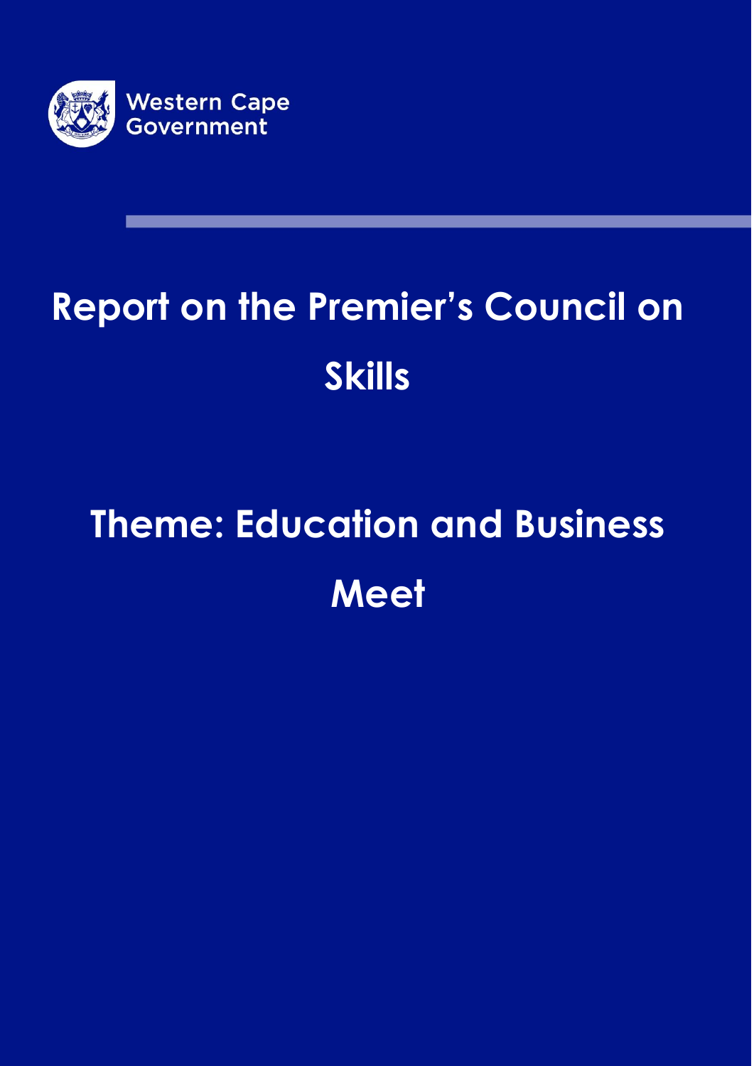Western Cape Government

# Report on the Premier's Council on Skills

## Theme: Education and Business Meet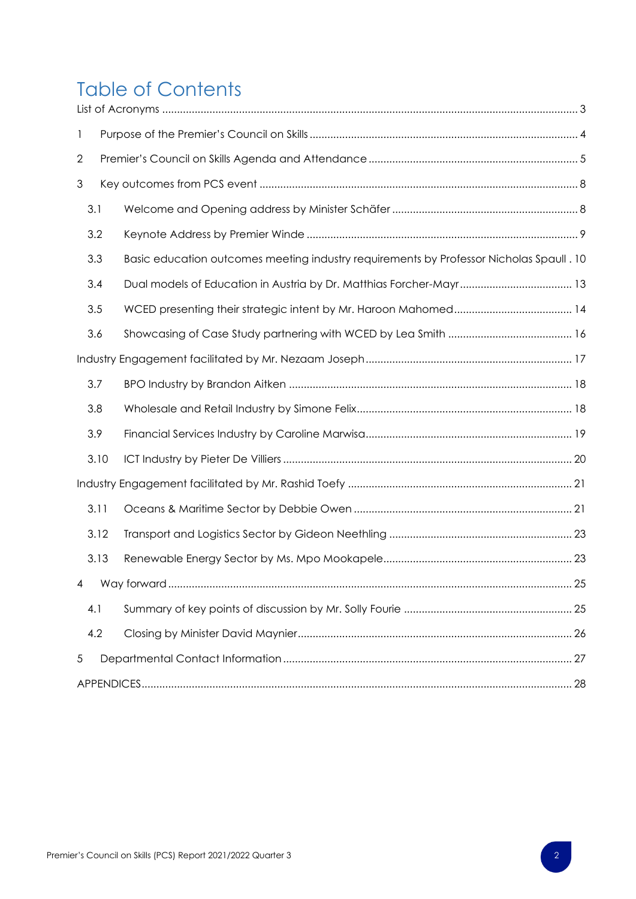# Table of Contents

List of Acronyms ... 3

1 Purpose of the Premier's Council on Skills ... 4

2 Premier's Council on Skills Agenda and Attendance ... 5

3 Key outcomes from PCS event ... 8

3.1 Welcome and Opening address by Minister Schäfer ... 8

3.2 Keynote Address by Premier Winde ... 9

3.3 Basic education outcomes meeting industry requirements by Professor Nicholas Spaull . 10

3.4 Dual models of Education in Austria by Dr. Matthias Forcher-Mayr ... 13

3.5 WCED presenting their strategic intent by Mr. Haroon Mahomed ... 14

3.6 Showcasing of Case Study partnering with WCED by Lea Smith ... 16

Industry Engagement facilitated by Mr. Nezaam Joseph ... 17

3.7 BPO Industry by Brandon Aitken ... 18

3.8 Wholesale and Retail Industry by Simone Felix ... 18

3.9 Financial Services Industry by Caroline Marwisa ... 19

3.10 ICT Industry by Pieter De Villiers ... 20

Industry Engagement facilitated by Mr. Rashid Toefy ... 21

3.11 Oceans & Maritime Sector by Debbie Owen ... 21

3.12 Transport and Logistics Sector by Gideon Neethling ... 23

3.13 Renewable Energy Sector by Ms. Mpo Mookapele ... 23

4 Way forward ... 25

4.1 Summary of key points of discussion by Mr. Solly Fourie ... 25

4.2 Closing by Minister David Maynier ... 26

5 Departmental Contact Information ... 27

APPENDICES ... 28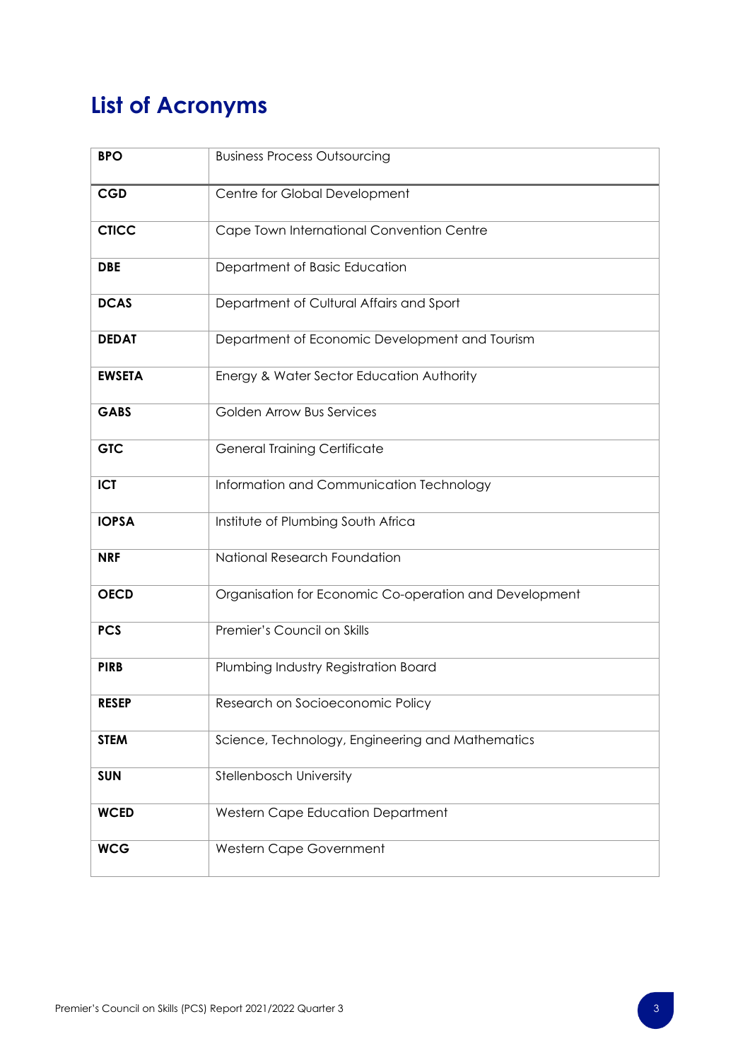# List of Acronyms

| | |
|---|---|
| **BPO** | Business Process Outsourcing |
| **CGD** | Centre for Global Development |
| **CTICC** | Cape Town International Convention Centre |
| **DBE** | Department of Basic Education |
| **DCAS** | Department of Cultural Affairs and Sport |
| **DEDAT** | Department of Economic Development and Tourism |
| **EWSETA** | Energy & Water Sector Education Authority |
| **GABS** | Golden Arrow Bus Services |
| **GTC** | General Training Certificate |
| **ICT** | Information and Communication Technology |
| **IOPSA** | Institute of Plumbing South Africa |
| **NRF** | National Research Foundation |
| **OECD** | Organisation for Economic Co-operation and Development |
| **PCS** | Premier's Council on Skills |
| **PIRB** | Plumbing Industry Registration Board |
| **RESEP** | Research on Socioeconomic Policy |
| **STEM** | Science, Technology, Engineering and Mathematics |
| **SUN** | Stellenbosch University |
| **WCED** | Western Cape Education Department |
| **WCG** | Western Cape Government |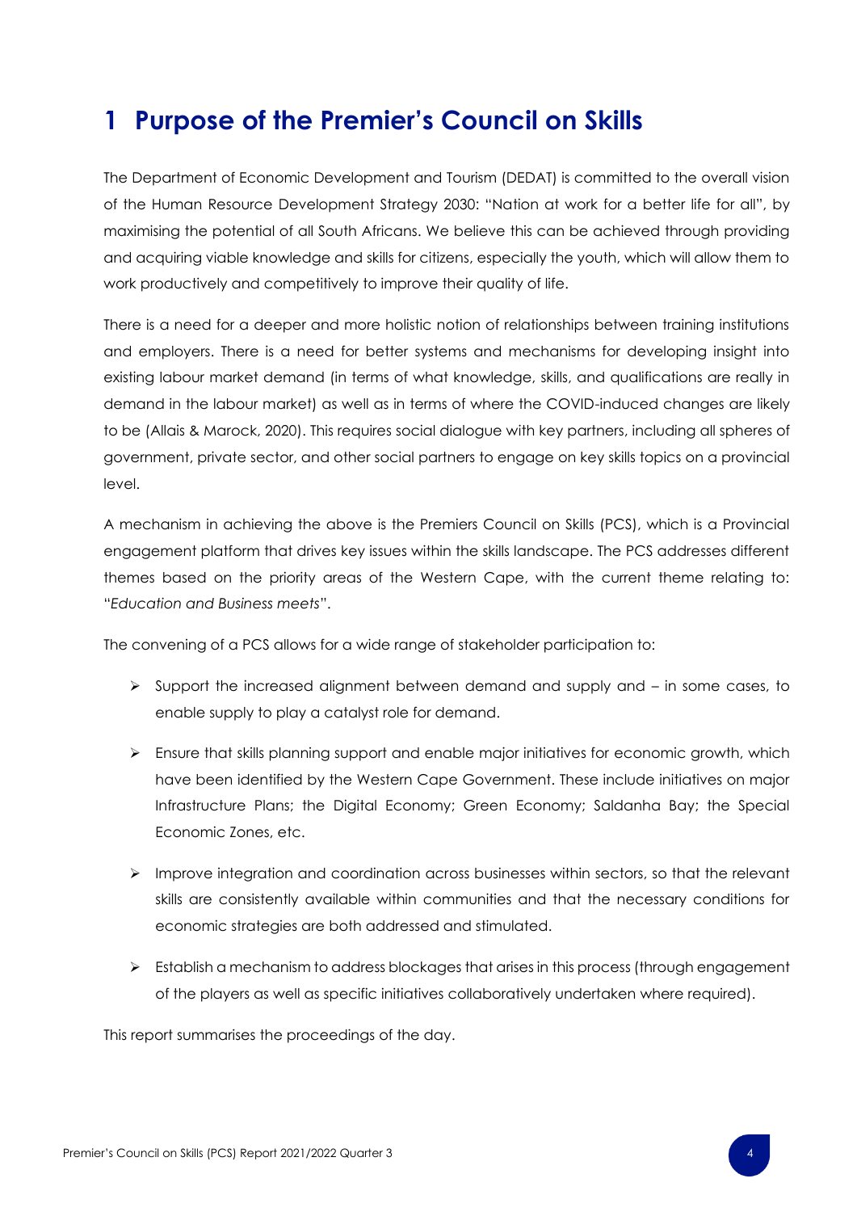# 1 Purpose of the Premier's Council on Skills

The Department of Economic Development and Tourism (DEDAT) is committed to the overall vision of the Human Resource Development Strategy 2030: "Nation at work for a better life for all", by maximising the potential of all South Africans. We believe this can be achieved through providing and acquiring viable knowledge and skills for citizens, especially the youth, which will allow them to work productively and competitively to improve their quality of life.

There is a need for a deeper and more holistic notion of relationships between training institutions and employers. There is a need for better systems and mechanisms for developing insight into existing labour market demand (in terms of what knowledge, skills, and qualifications are really in demand in the labour market) as well as in terms of where the COVID-induced changes are likely to be (Allais & Marock, 2020). This requires social dialogue with key partners, including all spheres of government, private sector, and other social partners to engage on key skills topics on a provincial level.

A mechanism in achieving the above is the Premiers Council on Skills (PCS), which is a Provincial engagement platform that drives key issues within the skills landscape. The PCS addresses different themes based on the priority areas of the Western Cape, with the current theme relating to: "*Education and Business meets*".

The convening of a PCS allows for a wide range of stakeholder participation to:

- Support the increased alignment between demand and supply and – in some cases, to enable supply to play a catalyst role for demand.
- Ensure that skills planning support and enable major initiatives for economic growth, which have been identified by the Western Cape Government. These include initiatives on major Infrastructure Plans; the Digital Economy; Green Economy; Saldanha Bay; the Special Economic Zones, etc.
- Improve integration and coordination across businesses within sectors, so that the relevant skills are consistently available within communities and that the necessary conditions for economic strategies are both addressed and stimulated.
- Establish a mechanism to address blockages that arises in this process (through engagement of the players as well as specific initiatives collaboratively undertaken where required).

This report summarises the proceedings of the day.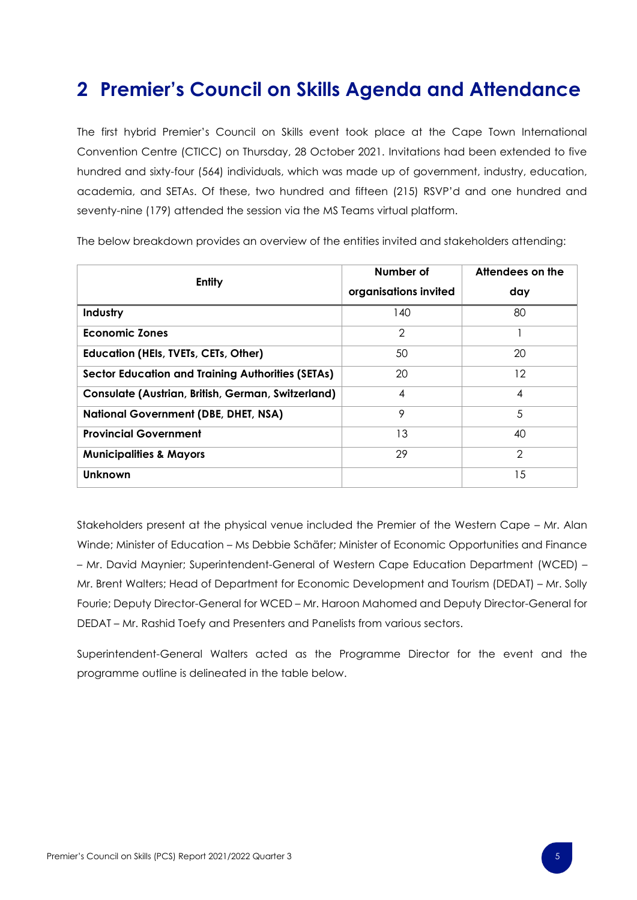# 2 Premier's Council on Skills Agenda and Attendance

The first hybrid Premier's Council on Skills event took place at the Cape Town International Convention Centre (CTICC) on Thursday, 28 October 2021. Invitations had been extended to five hundred and sixty-four (564) individuals, which was made up of government, industry, education, academia, and SETAs. Of these, two hundred and fifteen (215) RSVP'd and one hundred and seventy-nine (179) attended the session via the MS Teams virtual platform.

The below breakdown provides an overview of the entities invited and stakeholders attending:

| Entity | Number of organisations invited | Attendees on the day |
|---|---|---|
| **Industry** | 140 | 80 |
| **Economic Zones** | 2 | 1 |
| **Education (HEIs, TVETs, CETs, Other)** | 50 | 20 |
| **Sector Education and Training Authorities (SETAs)** | 20 | 12 |
| **Consulate (Austrian, British, German, Switzerland)** | 4 | 4 |
| **National Government (DBE, DHET, NSA)** | 9 | 5 |
| **Provincial Government** | 13 | 40 |
| **Municipalities & Mayors** | 29 | 2 |
| **Unknown** | | 15 |

Stakeholders present at the physical venue included the Premier of the Western Cape – Mr. Alan Winde; Minister of Education – Ms Debbie Schäfer; Minister of Economic Opportunities and Finance – Mr. David Maynier; Superintendent-General of Western Cape Education Department (WCED) – Mr. Brent Walters; Head of Department for Economic Development and Tourism (DEDAT) – Mr. Solly Fourie; Deputy Director-General for WCED – Mr. Haroon Mahomed and Deputy Director-General for DEDAT – Mr. Rashid Toefy and Presenters and Panelists from various sectors.

Superintendent-General Walters acted as the Programme Director for the event and the programme outline is delineated in the table below.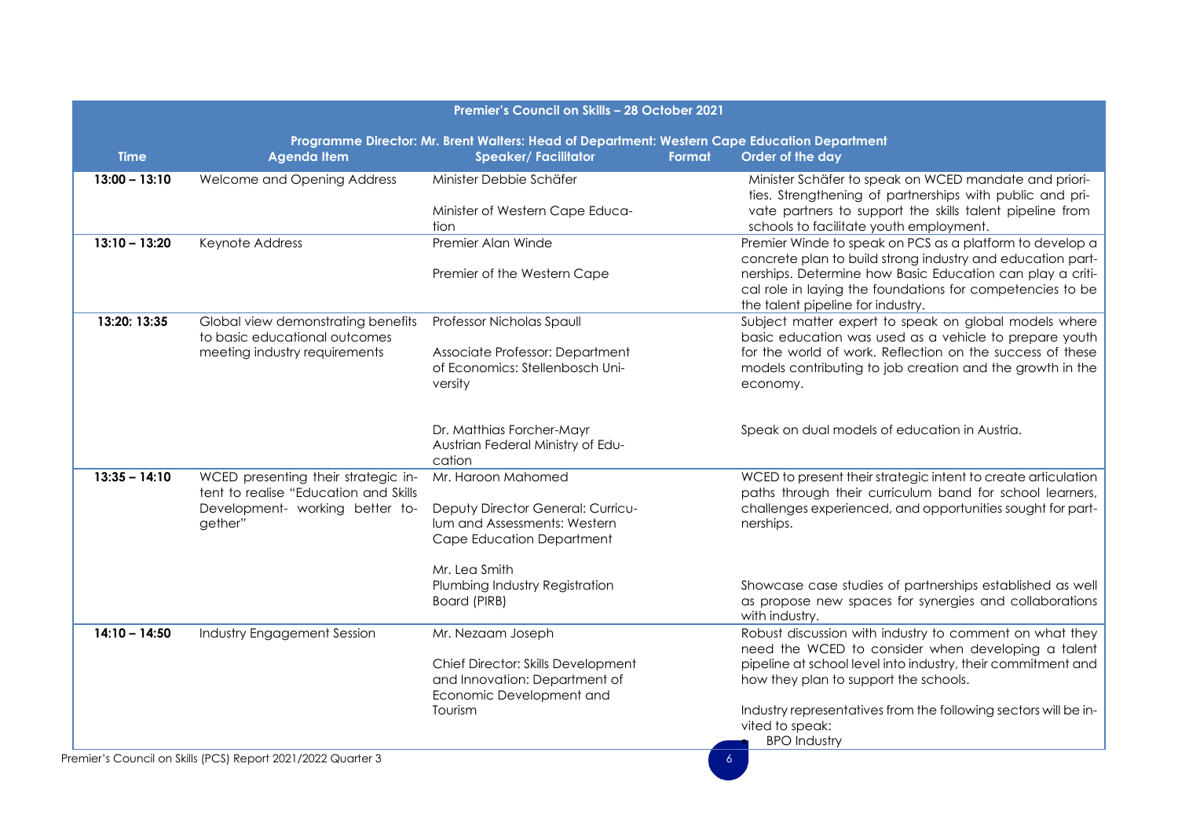| Premier's Council on Skills – 28 October 2021 | | | | |
|---|---|---|---|---|
| Programme Director: Mr. Brent Walters: Head of Department: Western Cape Education Department | | | | |
| **Time** | **Agenda Item** | **Speaker/ Facilitator** | **Format** | **Order of the day** |
| **13:00 – 13:10** | Welcome and Opening Address | Minister Debbie Schäfer<br><br>Minister of Western Cape Education | | Minister Schäfer to speak on WCED mandate and priorities. Strengthening of partnerships with public and private partners to support the skills talent pipeline from schools to facilitate youth employment. |
| **13:10 – 13:20** | Keynote Address | Premier Alan Winde<br><br>Premier of the Western Cape | | Premier Winde to speak on PCS as a platform to develop a concrete plan to build strong industry and education partnerships. Determine how Basic Education can play a critical role in laying the foundations for competencies to be the talent pipeline for industry. |
| **13:20: 13:35** | Global view demonstrating benefits to basic educational outcomes meeting industry requirements | Professor Nicholas Spaull<br><br>Associate Professor: Department of Economics: Stellenbosch University<br><br>Dr. Matthias Forcher-Mayr<br>Austrian Federal Ministry of Education | | Subject matter expert to speak on global models where basic education was used as a vehicle to prepare youth for the world of work. Reflection on the success of these models contributing to job creation and the growth in the economy.<br><br>Speak on dual models of education in Austria. |
| **13:35 – 14:10** | WCED presenting their strategic intent to realise "Education and Skills Development- working better together" | Mr. Haroon Mahomed<br><br>Deputy Director General: Curriculum and Assessments: Western Cape Education Department<br><br>Mr. Lea Smith<br>Plumbing Industry Registration Board (PIRB) | | WCED to present their strategic intent to create articulation paths through their curriculum band for school learners, challenges experienced, and opportunities sought for partnerships.<br><br>Showcase case studies of partnerships established as well as propose new spaces for synergies and collaborations with industry. |
| **14:10 – 14:50** | Industry Engagement Session | Mr. Nezaam Joseph<br><br>Chief Director: Skills Development and Innovation: Department of Economic Development and Tourism | | Robust discussion with industry to comment on what they need the WCED to consider when developing a talent pipeline at school level into industry, their commitment and how they plan to support the schools.<br><br>Industry representatives from the following sectors will be invited to speak:<br>• BPO Industry |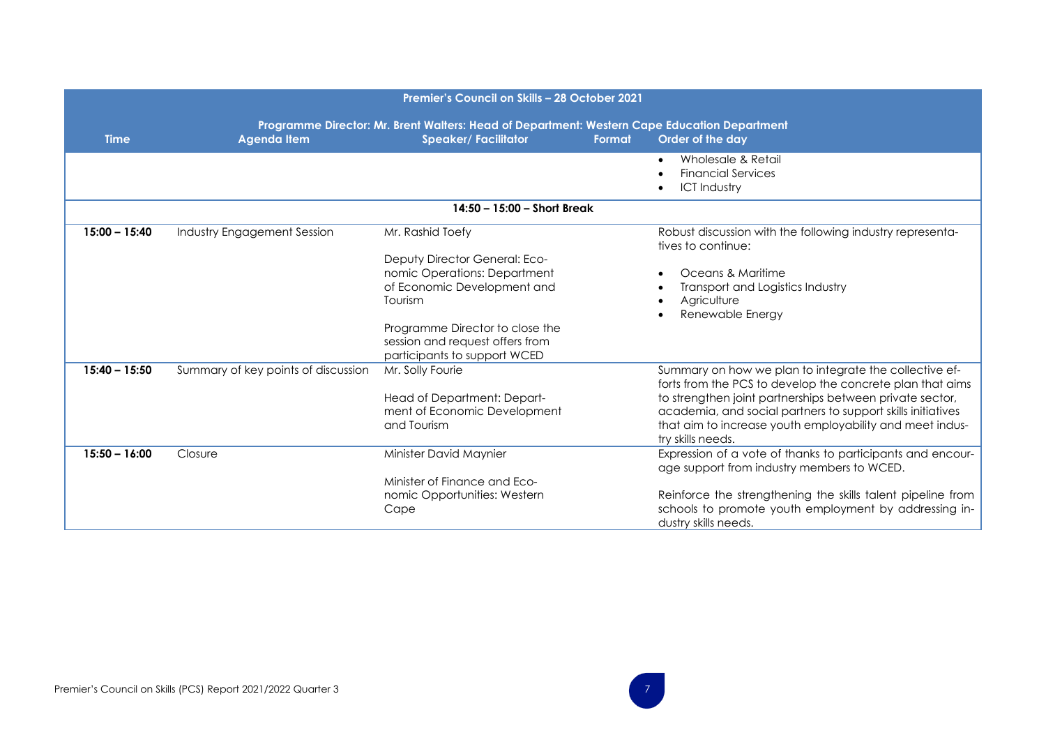| Premier's Council on Skills – 28 October 2021 | | | | |
|---|---|---|---|---|
| Programme Director: Mr. Brent Walters: Head of Department: Western Cape Education Department | | | | |
| Time | Agenda Item | Speaker/ Facilitator | Format | Order of the day |
| | | | | • Wholesale & Retail<br>• Financial Services<br>• ICT Industry |
| 14:50 – 15:00 – Short Break | | | | |
| 15:00 – 15:40 | Industry Engagement Session | Mr. Rashid Toefy<br><br>Deputy Director General: Economic Operations: Department of Economic Development and Tourism<br><br>Programme Director to close the session and request offers from participants to support WCED | | Robust discussion with the following industry representatives to continue:<br><br>• Oceans & Maritime<br>• Transport and Logistics Industry<br>• Agriculture<br>• Renewable Energy |
| 15:40 – 15:50 | Summary of key points of discussion | Mr. Solly Fourie<br><br>Head of Department: Department of Economic Development and Tourism | | Summary on how we plan to integrate the collective efforts from the PCS to develop the concrete plan that aims to strengthen joint partnerships between private sector, academia, and social partners to support skills initiatives that aim to increase youth employability and meet industry skills needs. |
| 15:50 – 16:00 | Closure | Minister David Maynier<br><br>Minister of Finance and Economic Opportunities: Western Cape | | Expression of a vote of thanks to participants and encourage support from industry members to WCED.<br><br>Reinforce the strengthening the skills talent pipeline from schools to promote youth employment by addressing industry skills needs. |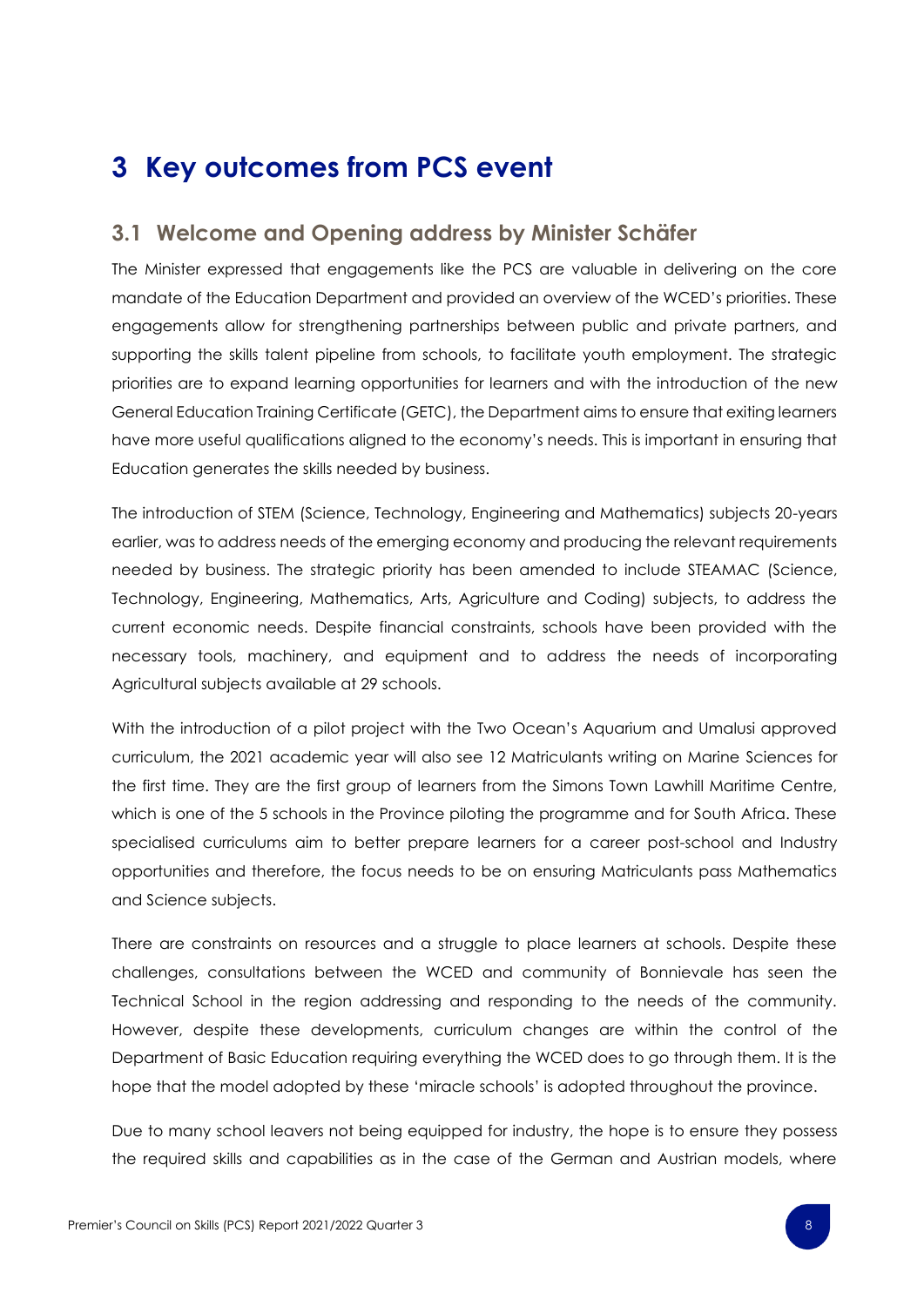# 3 Key outcomes from PCS event

## 3.1 Welcome and Opening address by Minister Schäfer

The Minister expressed that engagements like the PCS are valuable in delivering on the core mandate of the Education Department and provided an overview of the WCED's priorities. These engagements allow for strengthening partnerships between public and private partners, and supporting the skills talent pipeline from schools, to facilitate youth employment. The strategic priorities are to expand learning opportunities for learners and with the introduction of the new General Education Training Certificate (GETC), the Department aims to ensure that exiting learners have more useful qualifications aligned to the economy's needs. This is important in ensuring that Education generates the skills needed by business.

The introduction of STEM (Science, Technology, Engineering and Mathematics) subjects 20-years earlier, was to address needs of the emerging economy and producing the relevant requirements needed by business. The strategic priority has been amended to include STEAMAC (Science, Technology, Engineering, Mathematics, Arts, Agriculture and Coding) subjects, to address the current economic needs. Despite financial constraints, schools have been provided with the necessary tools, machinery, and equipment and to address the needs of incorporating Agricultural subjects available at 29 schools.

With the introduction of a pilot project with the Two Ocean's Aquarium and Umalusi approved curriculum, the 2021 academic year will also see 12 Matriculants writing on Marine Sciences for the first time. They are the first group of learners from the Simons Town Lawhill Maritime Centre, which is one of the 5 schools in the Province piloting the programme and for South Africa. These specialised curriculums aim to better prepare learners for a career post-school and Industry opportunities and therefore, the focus needs to be on ensuring Matriculants pass Mathematics and Science subjects.

There are constraints on resources and a struggle to place learners at schools. Despite these challenges, consultations between the WCED and community of Bonnievale has seen the Technical School in the region addressing and responding to the needs of the community. However, despite these developments, curriculum changes are within the control of the Department of Basic Education requiring everything the WCED does to go through them. It is the hope that the model adopted by these 'miracle schools' is adopted throughout the province.

Due to many school leavers not being equipped for industry, the hope is to ensure they possess the required skills and capabilities as in the case of the German and Austrian models, where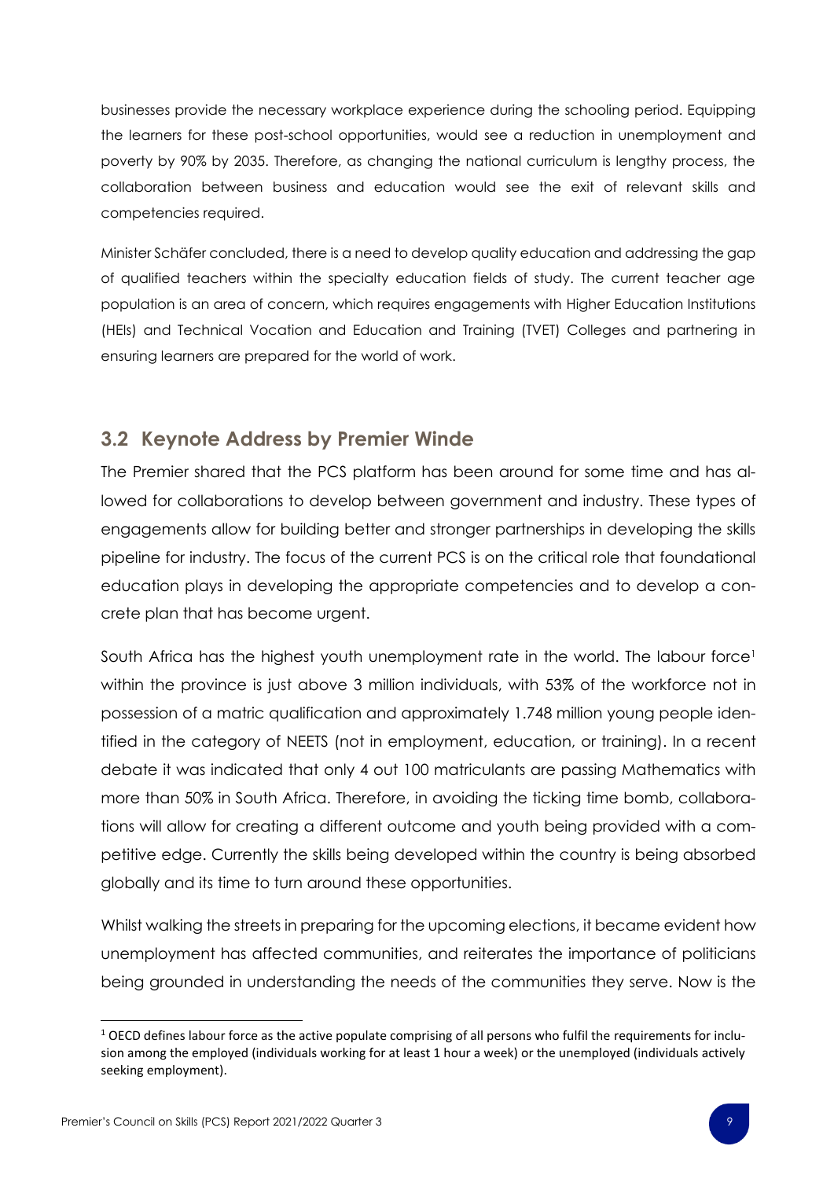businesses provide the necessary workplace experience during the schooling period. Equipping the learners for these post-school opportunities, would see a reduction in unemployment and poverty by 90% by 2035. Therefore, as changing the national curriculum is lengthy process, the collaboration between business and education would see the exit of relevant skills and competencies required.

Minister Schäfer concluded, there is a need to develop quality education and addressing the gap of qualified teachers within the specialty education fields of study. The current teacher age population is an area of concern, which requires engagements with Higher Education Institutions (HEIs) and Technical Vocation and Education and Training (TVET) Colleges and partnering in ensuring learners are prepared for the world of work.

## 3.2 Keynote Address by Premier Winde

The Premier shared that the PCS platform has been around for some time and has allowed for collaborations to develop between government and industry. These types of engagements allow for building better and stronger partnerships in developing the skills pipeline for industry. The focus of the current PCS is on the critical role that foundational education plays in developing the appropriate competencies and to develop a concrete plan that has become urgent.

South Africa has the highest youth unemployment rate in the world. The labour force[1] within the province is just above 3 million individuals, with 53% of the workforce not in possession of a matric qualification and approximately 1.748 million young people identified in the category of NEETS (not in employment, education, or training). In a recent debate it was indicated that only 4 out 100 matriculants are passing Mathematics with more than 50% in South Africa. Therefore, in avoiding the ticking time bomb, collaborations will allow for creating a different outcome and youth being provided with a competitive edge. Currently the skills being developed within the country is being absorbed globally and its time to turn around these opportunities.

Whilst walking the streets in preparing for the upcoming elections, it became evident how unemployment has affected communities, and reiterates the importance of politicians being grounded in understanding the needs of the communities they serve. Now is the

[1] OECD defines labour force as the active populate comprising of all persons who fulfil the requirements for inclusion among the employed (individuals working for at least 1 hour a week) or the unemployed (individuals actively seeking employment).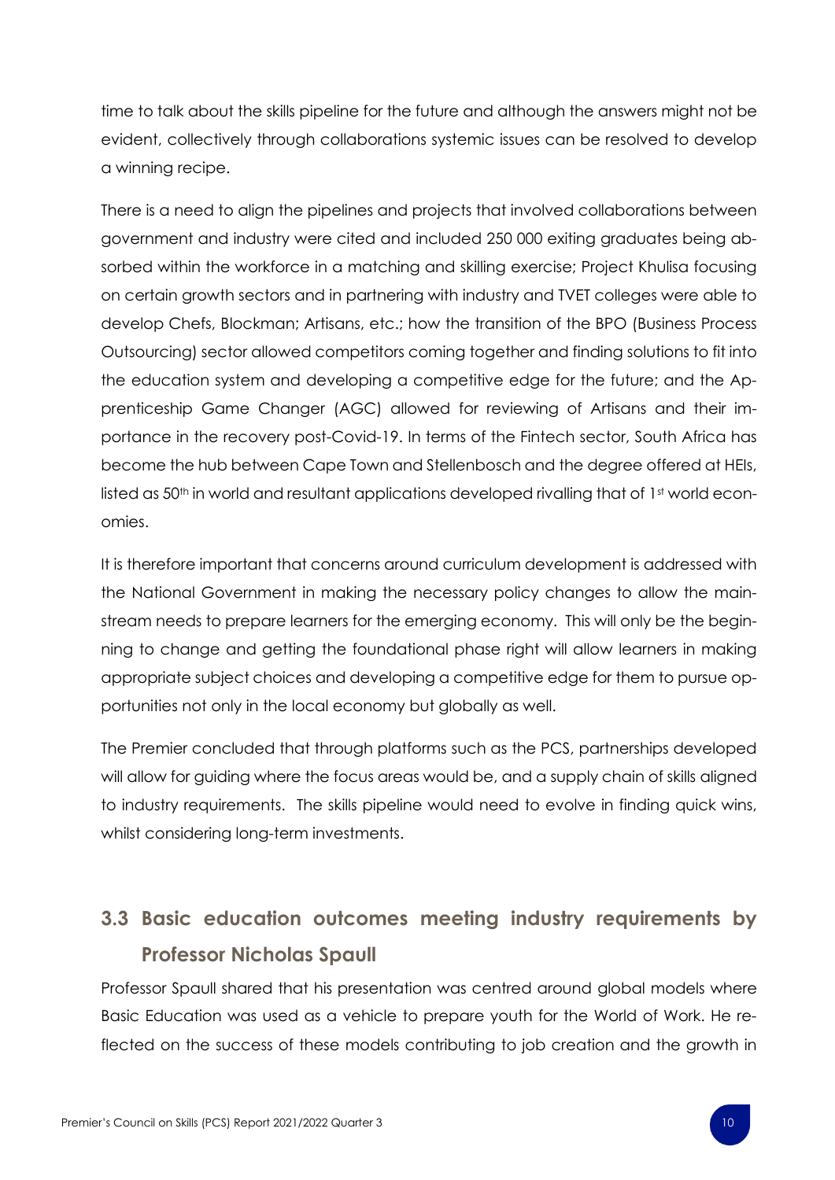time to talk about the skills pipeline for the future and although the answers might not be evident, collectively through collaborations systemic issues can be resolved to develop a winning recipe.

There is a need to align the pipelines and projects that involved collaborations between government and industry were cited and included 250 000 exiting graduates being absorbed within the workforce in a matching and skilling exercise; Project Khulisa focusing on certain growth sectors and in partnering with industry and TVET colleges were able to develop Chefs, Blockman; Artisans, etc.; how the transition of the BPO (Business Process Outsourcing) sector allowed competitors coming together and finding solutions to fit into the education system and developing a competitive edge for the future; and the Apprenticeship Game Changer (AGC) allowed for reviewing of Artisans and their importance in the recovery post-Covid-19. In terms of the Fintech sector, South Africa has become the hub between Cape Town and Stellenbosch and the degree offered at HEIs, listed as 50th in world and resultant applications developed rivalling that of 1st world economies.

It is therefore important that concerns around curriculum development is addressed with the National Government in making the necessary policy changes to allow the mainstream needs to prepare learners for the emerging economy. This will only be the beginning to change and getting the foundational phase right will allow learners in making appropriate subject choices and developing a competitive edge for them to pursue opportunities not only in the local economy but globally as well.

The Premier concluded that through platforms such as the PCS, partnerships developed will allow for guiding where the focus areas would be, and a supply chain of skills aligned to industry requirements. The skills pipeline would need to evolve in finding quick wins, whilst considering long-term investments.

## 3.3 Basic education outcomes meeting industry requirements by Professor Nicholas Spaull

Professor Spaull shared that his presentation was centred around global models where Basic Education was used as a vehicle to prepare youth for the World of Work. He reflected on the success of these models contributing to job creation and the growth in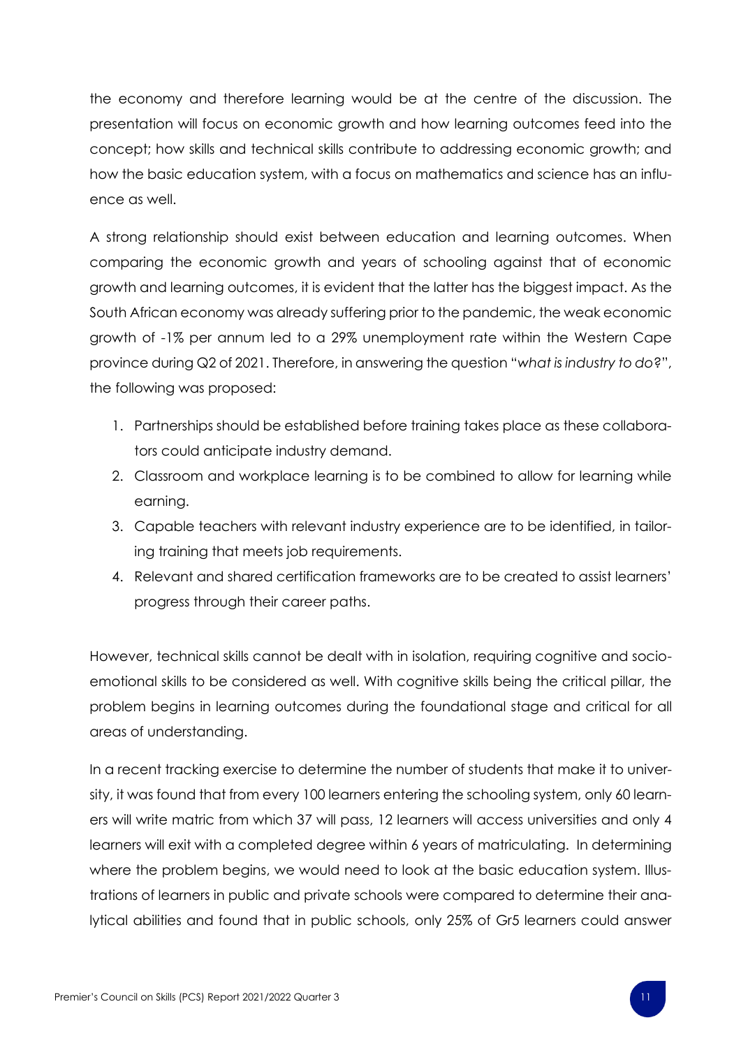the economy and therefore learning would be at the centre of the discussion. The presentation will focus on economic growth and how learning outcomes feed into the concept; how skills and technical skills contribute to addressing economic growth; and how the basic education system, with a focus on mathematics and science has an influence as well.

A strong relationship should exist between education and learning outcomes. When comparing the economic growth and years of schooling against that of economic growth and learning outcomes, it is evident that the latter has the biggest impact. As the South African economy was already suffering prior to the pandemic, the weak economic growth of -1% per annum led to a 29% unemployment rate within the Western Cape province during Q2 of 2021. Therefore, in answering the question "*what is industry to do?*", the following was proposed:

1. Partnerships should be established before training takes place as these collaborators could anticipate industry demand.
2. Classroom and workplace learning is to be combined to allow for learning while earning.
3. Capable teachers with relevant industry experience are to be identified, in tailoring training that meets job requirements.
4. Relevant and shared certification frameworks are to be created to assist learners' progress through their career paths.

However, technical skills cannot be dealt with in isolation, requiring cognitive and socio-emotional skills to be considered as well. With cognitive skills being the critical pillar, the problem begins in learning outcomes during the foundational stage and critical for all areas of understanding.

In a recent tracking exercise to determine the number of students that make it to university, it was found that from every 100 learners entering the schooling system, only 60 learners will write matric from which 37 will pass, 12 learners will access universities and only 4 learners will exit with a completed degree within 6 years of matriculating. In determining where the problem begins, we would need to look at the basic education system. Illustrations of learners in public and private schools were compared to determine their analytical abilities and found that in public schools, only 25% of Gr5 learners could answer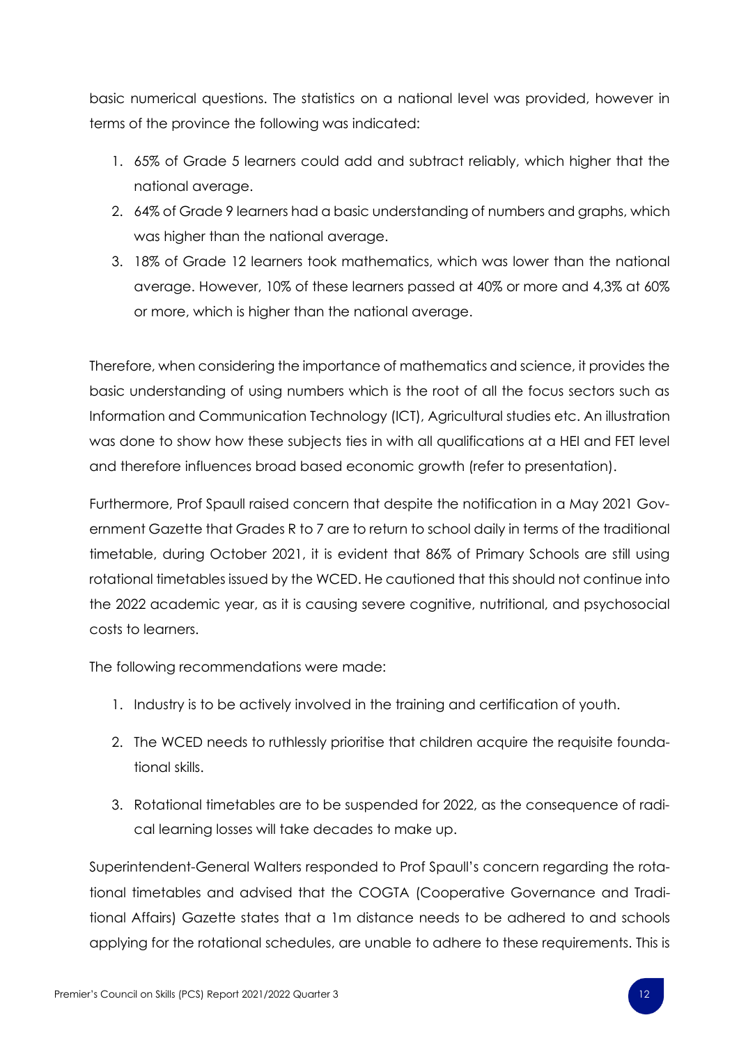basic numerical questions. The statistics on a national level was provided, however in terms of the province the following was indicated:

1. 65% of Grade 5 learners could add and subtract reliably, which higher that the national average.
2. 64% of Grade 9 learners had a basic understanding of numbers and graphs, which was higher than the national average.
3. 18% of Grade 12 learners took mathematics, which was lower than the national average. However, 10% of these learners passed at 40% or more and 4,3% at 60% or more, which is higher than the national average.

Therefore, when considering the importance of mathematics and science, it provides the basic understanding of using numbers which is the root of all the focus sectors such as Information and Communication Technology (ICT), Agricultural studies etc. An illustration was done to show how these subjects ties in with all qualifications at a HEI and FET level and therefore influences broad based economic growth (refer to presentation).

Furthermore, Prof Spaull raised concern that despite the notification in a May 2021 Government Gazette that Grades R to 7 are to return to school daily in terms of the traditional timetable, during October 2021, it is evident that 86% of Primary Schools are still using rotational timetables issued by the WCED. He cautioned that this should not continue into the 2022 academic year, as it is causing severe cognitive, nutritional, and psychosocial costs to learners.

The following recommendations were made:

1. Industry is to be actively involved in the training and certification of youth.
2. The WCED needs to ruthlessly prioritise that children acquire the requisite foundational skills.
3. Rotational timetables are to be suspended for 2022, as the consequence of radical learning losses will take decades to make up.

Superintendent-General Walters responded to Prof Spaull's concern regarding the rotational timetables and advised that the COGTA (Cooperative Governance and Traditional Affairs) Gazette states that a 1m distance needs to be adhered to and schools applying for the rotational schedules, are unable to adhere to these requirements. This is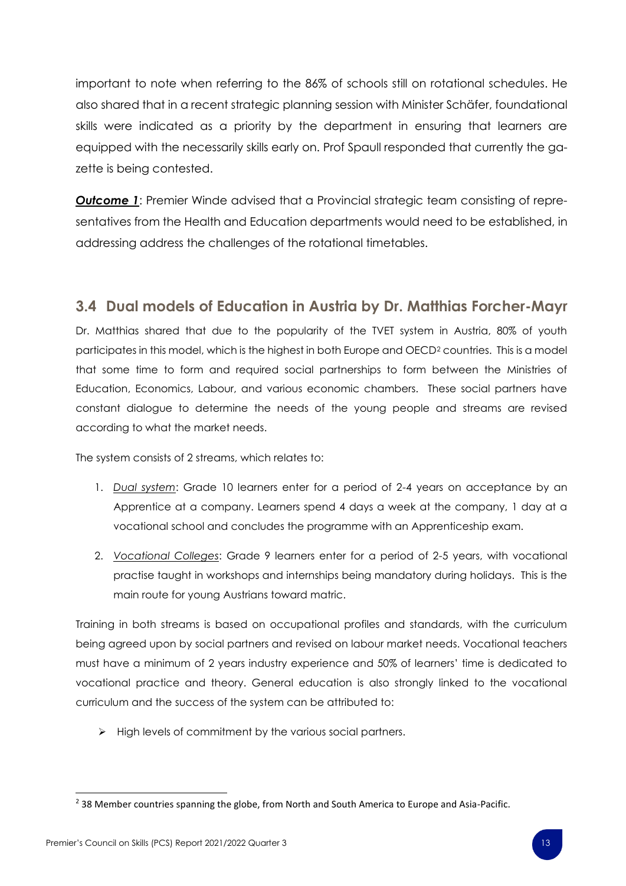important to note when referring to the 86% of schools still on rotational schedules. He also shared that in a recent strategic planning session with Minister Schäfer, foundational skills were indicated as a priority by the department in ensuring that learners are equipped with the necessarily skills early on. Prof Spaull responded that currently the gazette is being contested.

***Outcome 1***: Premier Winde advised that a Provincial strategic team consisting of representatives from the Health and Education departments would need to be established, in addressing address the challenges of the rotational timetables.

## 3.4 Dual models of Education in Austria by Dr. Matthias Forcher-Mayr

Dr. Matthias shared that due to the popularity of the TVET system in Austria, 80% of youth participates in this model, which is the highest in both Europe and OECD[2] countries. This is a model that some time to form and required social partnerships to form between the Ministries of Education, Economics, Labour, and various economic chambers. These social partners have constant dialogue to determine the needs of the young people and streams are revised according to what the market needs.

The system consists of 2 streams, which relates to:

1. *Dual system*: Grade 10 learners enter for a period of 2-4 years on acceptance by an Apprentice at a company. Learners spend 4 days a week at the company, 1 day at a vocational school and concludes the programme with an Apprenticeship exam.
2. *Vocational Colleges*: Grade 9 learners enter for a period of 2-5 years, with vocational practise taught in workshops and internships being mandatory during holidays. This is the main route for young Austrians toward matric.

Training in both streams is based on occupational profiles and standards, with the curriculum being agreed upon by social partners and revised on labour market needs. Vocational teachers must have a minimum of 2 years industry experience and 50% of learners' time is dedicated to vocational practice and theory. General education is also strongly linked to the vocational curriculum and the success of the system can be attributed to:

- High levels of commitment by the various social partners.

[2] 38 Member countries spanning the globe, from North and South America to Europe and Asia-Pacific.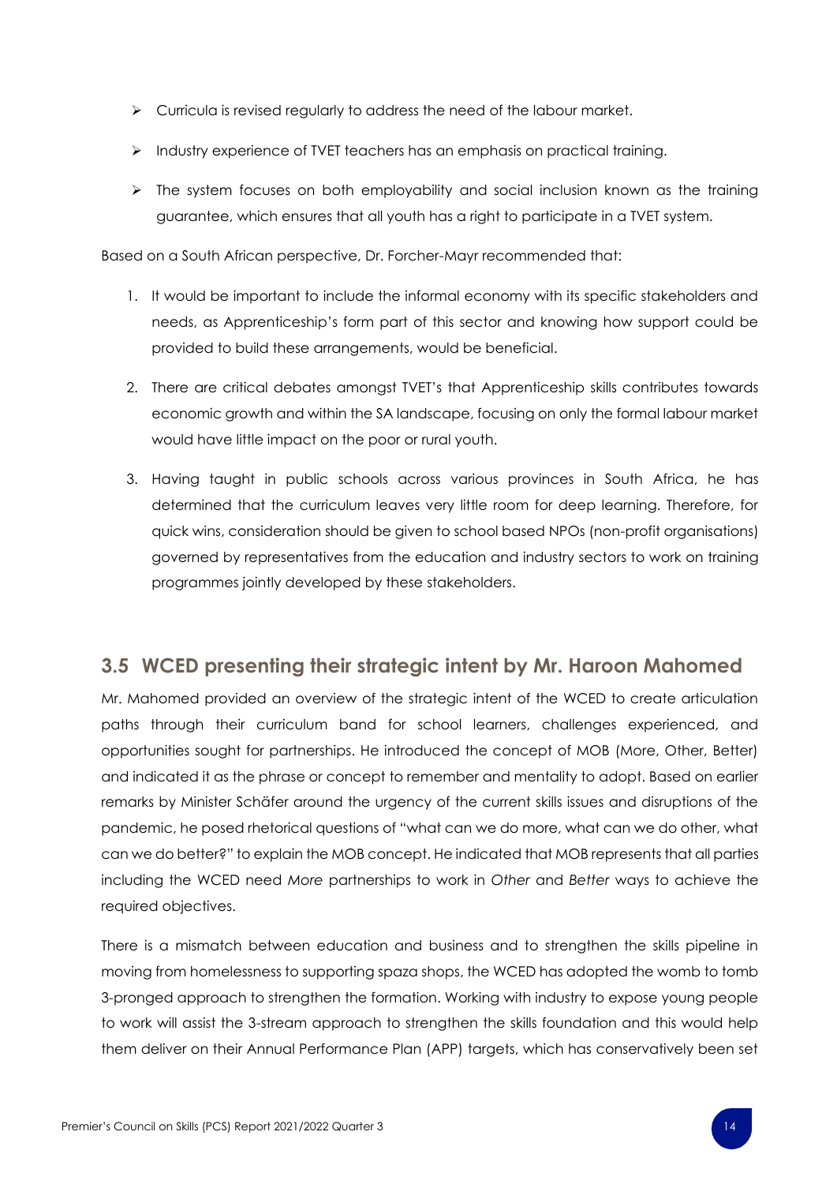- Curricula is revised regularly to address the need of the labour market.
- Industry experience of TVET teachers has an emphasis on practical training.
- The system focuses on both employability and social inclusion known as the training guarantee, which ensures that all youth has a right to participate in a TVET system.

Based on a South African perspective, Dr. Forcher-Mayr recommended that:

1. It would be important to include the informal economy with its specific stakeholders and needs, as Apprenticeship's form part of this sector and knowing how support could be provided to build these arrangements, would be beneficial.
2. There are critical debates amongst TVET's that Apprenticeship skills contributes towards economic growth and within the SA landscape, focusing on only the formal labour market would have little impact on the poor or rural youth.
3. Having taught in public schools across various provinces in South Africa, he has determined that the curriculum leaves very little room for deep learning. Therefore, for quick wins, consideration should be given to school based NPOs (non-profit organisations) governed by representatives from the education and industry sectors to work on training programmes jointly developed by these stakeholders.

## 3.5 WCED presenting their strategic intent by Mr. Haroon Mahomed

Mr. Mahomed provided an overview of the strategic intent of the WCED to create articulation paths through their curriculum band for school learners, challenges experienced, and opportunities sought for partnerships. He introduced the concept of MOB (More, Other, Better) and indicated it as the phrase or concept to remember and mentality to adopt. Based on earlier remarks by Minister Schäfer around the urgency of the current skills issues and disruptions of the pandemic, he posed rhetorical questions of "what can we do more, what can we do other, what can we do better?" to explain the MOB concept. He indicated that MOB represents that all parties including the WCED need *More* partnerships to work in *Other* and *Better* ways to achieve the required objectives.

There is a mismatch between education and business and to strengthen the skills pipeline in moving from homelessness to supporting spaza shops, the WCED has adopted the womb to tomb 3-pronged approach to strengthen the formation. Working with industry to expose young people to work will assist the 3-stream approach to strengthen the skills foundation and this would help them deliver on their Annual Performance Plan (APP) targets, which has conservatively been set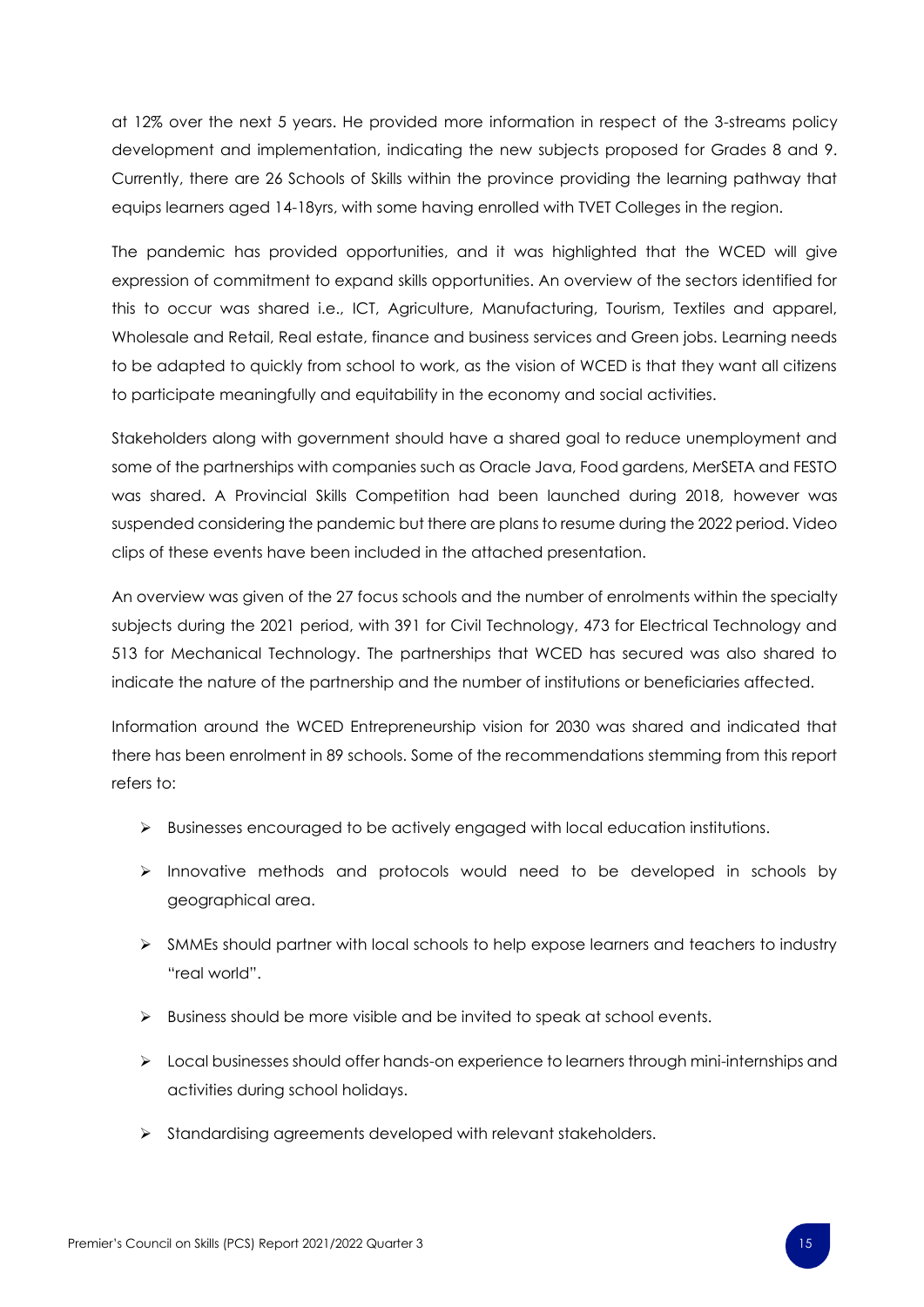at 12% over the next 5 years. He provided more information in respect of the 3-streams policy development and implementation, indicating the new subjects proposed for Grades 8 and 9. Currently, there are 26 Schools of Skills within the province providing the learning pathway that equips learners aged 14-18yrs, with some having enrolled with TVET Colleges in the region.

The pandemic has provided opportunities, and it was highlighted that the WCED will give expression of commitment to expand skills opportunities. An overview of the sectors identified for this to occur was shared i.e., ICT, Agriculture, Manufacturing, Tourism, Textiles and apparel, Wholesale and Retail, Real estate, finance and business services and Green jobs. Learning needs to be adapted to quickly from school to work, as the vision of WCED is that they want all citizens to participate meaningfully and equitability in the economy and social activities.

Stakeholders along with government should have a shared goal to reduce unemployment and some of the partnerships with companies such as Oracle Java, Food gardens, MerSETA and FESTO was shared. A Provincial Skills Competition had been launched during 2018, however was suspended considering the pandemic but there are plans to resume during the 2022 period. Video clips of these events have been included in the attached presentation.

An overview was given of the 27 focus schools and the number of enrolments within the specialty subjects during the 2021 period, with 391 for Civil Technology, 473 for Electrical Technology and 513 for Mechanical Technology. The partnerships that WCED has secured was also shared to indicate the nature of the partnership and the number of institutions or beneficiaries affected.

Information around the WCED Entrepreneurship vision for 2030 was shared and indicated that there has been enrolment in 89 schools. Some of the recommendations stemming from this report refers to:

- Businesses encouraged to be actively engaged with local education institutions.
- Innovative methods and protocols would need to be developed in schools by geographical area.
- SMMEs should partner with local schools to help expose learners and teachers to industry "real world".
- Business should be more visible and be invited to speak at school events.
- Local businesses should offer hands-on experience to learners through mini-internships and activities during school holidays.
- Standardising agreements developed with relevant stakeholders.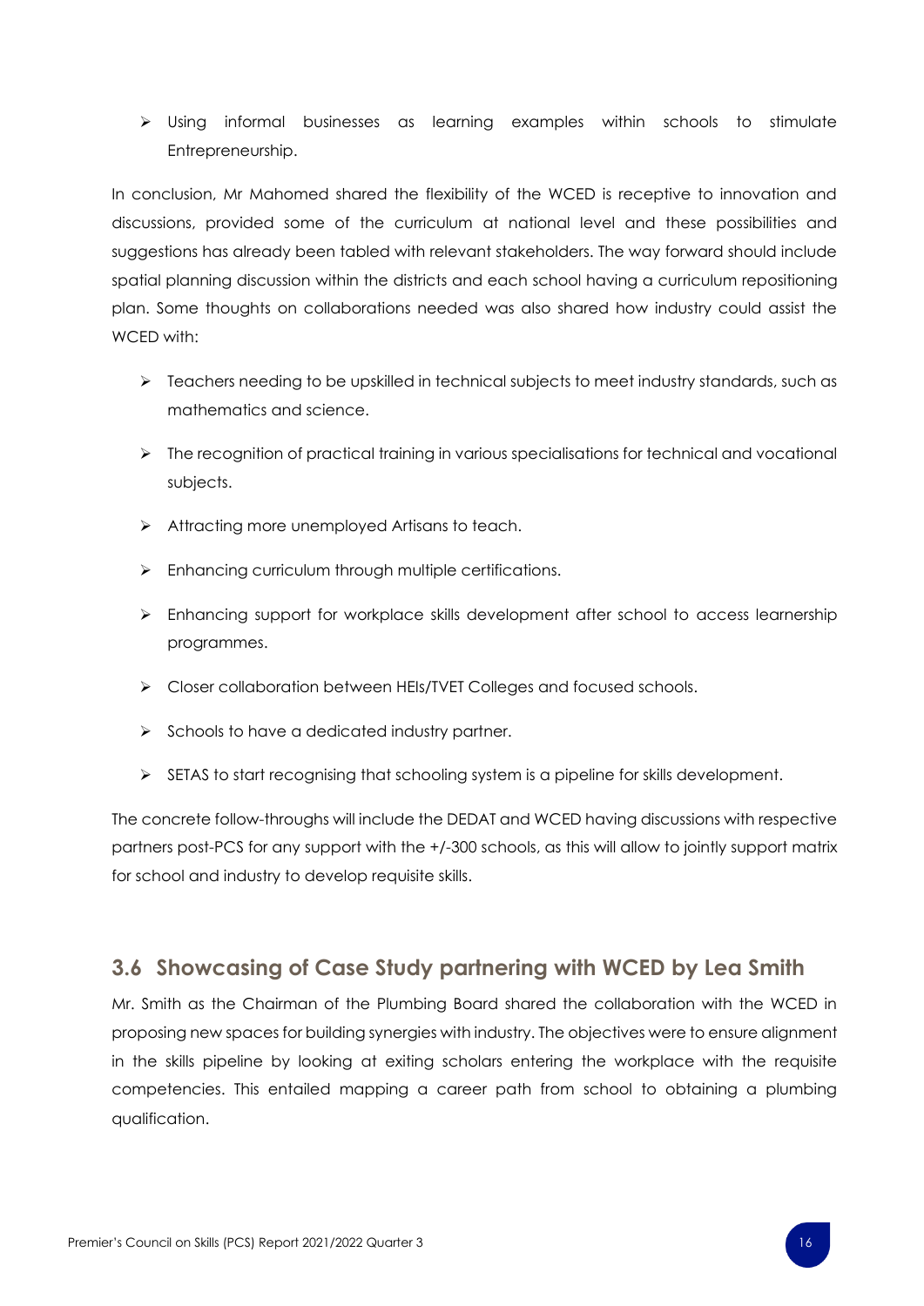- Using informal businesses as learning examples within schools to stimulate Entrepreneurship.

In conclusion, Mr Mahomed shared the flexibility of the WCED is receptive to innovation and discussions, provided some of the curriculum at national level and these possibilities and suggestions has already been tabled with relevant stakeholders. The way forward should include spatial planning discussion within the districts and each school having a curriculum repositioning plan. Some thoughts on collaborations needed was also shared how industry could assist the WCED with:

- Teachers needing to be upskilled in technical subjects to meet industry standards, such as mathematics and science.
- The recognition of practical training in various specialisations for technical and vocational subjects.
- Attracting more unemployed Artisans to teach.
- Enhancing curriculum through multiple certifications.
- Enhancing support for workplace skills development after school to access learnership programmes.
- Closer collaboration between HEIs/TVET Colleges and focused schools.
- Schools to have a dedicated industry partner.
- SETAS to start recognising that schooling system is a pipeline for skills development.

The concrete follow-throughs will include the DEDAT and WCED having discussions with respective partners post-PCS for any support with the +/-300 schools, as this will allow to jointly support matrix for school and industry to develop requisite skills.

## 3.6 Showcasing of Case Study partnering with WCED by Lea Smith

Mr. Smith as the Chairman of the Plumbing Board shared the collaboration with the WCED in proposing new spaces for building synergies with industry. The objectives were to ensure alignment in the skills pipeline by looking at exiting scholars entering the workplace with the requisite competencies. This entailed mapping a career path from school to obtaining a plumbing qualification.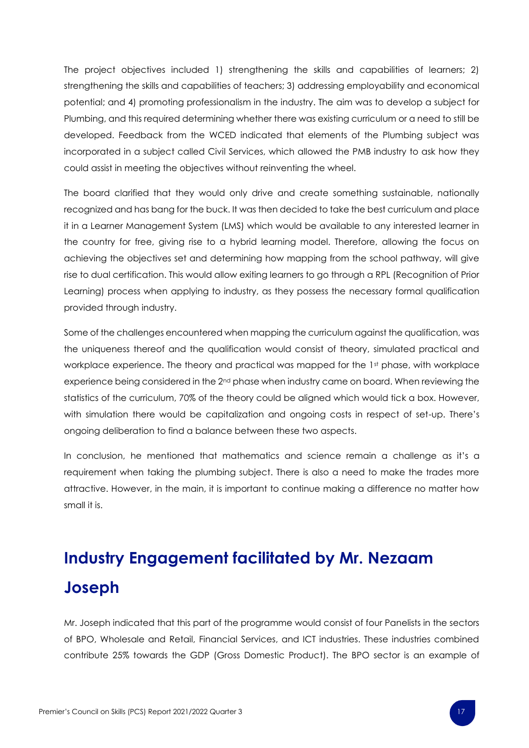The project objectives included 1) strengthening the skills and capabilities of learners; 2) strengthening the skills and capabilities of teachers; 3) addressing employability and economical potential; and 4) promoting professionalism in the industry. The aim was to develop a subject for Plumbing, and this required determining whether there was existing curriculum or a need to still be developed. Feedback from the WCED indicated that elements of the Plumbing subject was incorporated in a subject called Civil Services, which allowed the PMB industry to ask how they could assist in meeting the objectives without reinventing the wheel.

The board clarified that they would only drive and create something sustainable, nationally recognized and has bang for the buck. It was then decided to take the best curriculum and place it in a Learner Management System (LMS) which would be available to any interested learner in the country for free, giving rise to a hybrid learning model. Therefore, allowing the focus on achieving the objectives set and determining how mapping from the school pathway, will give rise to dual certification. This would allow exiting learners to go through a RPL (Recognition of Prior Learning) process when applying to industry, as they possess the necessary formal qualification provided through industry.

Some of the challenges encountered when mapping the curriculum against the qualification, was the uniqueness thereof and the qualification would consist of theory, simulated practical and workplace experience. The theory and practical was mapped for the 1st phase, with workplace experience being considered in the 2nd phase when industry came on board. When reviewing the statistics of the curriculum, 70% of the theory could be aligned which would tick a box. However, with simulation there would be capitalization and ongoing costs in respect of set-up. There's ongoing deliberation to find a balance between these two aspects.

In conclusion, he mentioned that mathematics and science remain a challenge as it's a requirement when taking the plumbing subject. There is also a need to make the trades more attractive. However, in the main, it is important to continue making a difference no matter how small it is.

## Industry Engagement facilitated by Mr. Nezaam Joseph

Mr. Joseph indicated that this part of the programme would consist of four Panelists in the sectors of BPO, Wholesale and Retail, Financial Services, and ICT industries. These industries combined contribute 25% towards the GDP (Gross Domestic Product). The BPO sector is an example of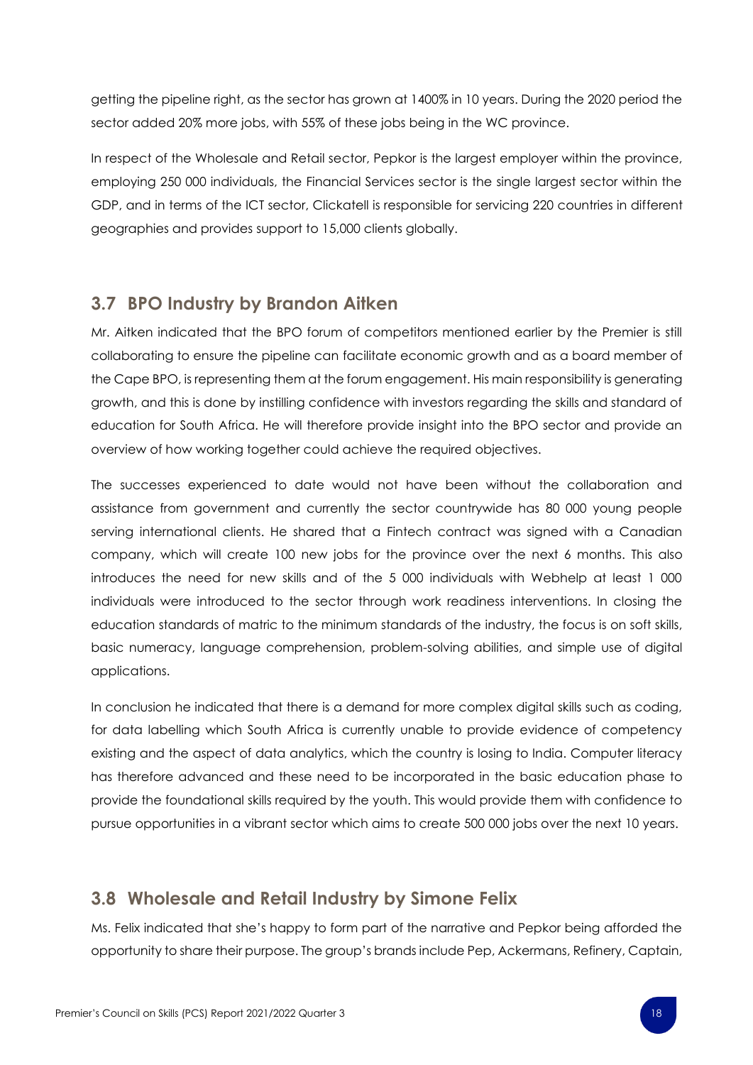getting the pipeline right, as the sector has grown at 1400% in 10 years. During the 2020 period the sector added 20% more jobs, with 55% of these jobs being in the WC province.

In respect of the Wholesale and Retail sector, Pepkor is the largest employer within the province, employing 250 000 individuals, the Financial Services sector is the single largest sector within the GDP, and in terms of the ICT sector, Clickatell is responsible for servicing 220 countries in different geographies and provides support to 15,000 clients globally.

## 3.7 BPO Industry by Brandon Aitken

Mr. Aitken indicated that the BPO forum of competitors mentioned earlier by the Premier is still collaborating to ensure the pipeline can facilitate economic growth and as a board member of the Cape BPO, is representing them at the forum engagement. His main responsibility is generating growth, and this is done by instilling confidence with investors regarding the skills and standard of education for South Africa. He will therefore provide insight into the BPO sector and provide an overview of how working together could achieve the required objectives.

The successes experienced to date would not have been without the collaboration and assistance from government and currently the sector countrywide has 80 000 young people serving international clients. He shared that a Fintech contract was signed with a Canadian company, which will create 100 new jobs for the province over the next 6 months. This also introduces the need for new skills and of the 5 000 individuals with Webhelp at least 1 000 individuals were introduced to the sector through work readiness interventions. In closing the education standards of matric to the minimum standards of the industry, the focus is on soft skills, basic numeracy, language comprehension, problem-solving abilities, and simple use of digital applications.

In conclusion he indicated that there is a demand for more complex digital skills such as coding, for data labelling which South Africa is currently unable to provide evidence of competency existing and the aspect of data analytics, which the country is losing to India. Computer literacy has therefore advanced and these need to be incorporated in the basic education phase to provide the foundational skills required by the youth. This would provide them with confidence to pursue opportunities in a vibrant sector which aims to create 500 000 jobs over the next 10 years.

## 3.8 Wholesale and Retail Industry by Simone Felix

Ms. Felix indicated that she's happy to form part of the narrative and Pepkor being afforded the opportunity to share their purpose. The group's brands include Pep, Ackermans, Refinery, Captain,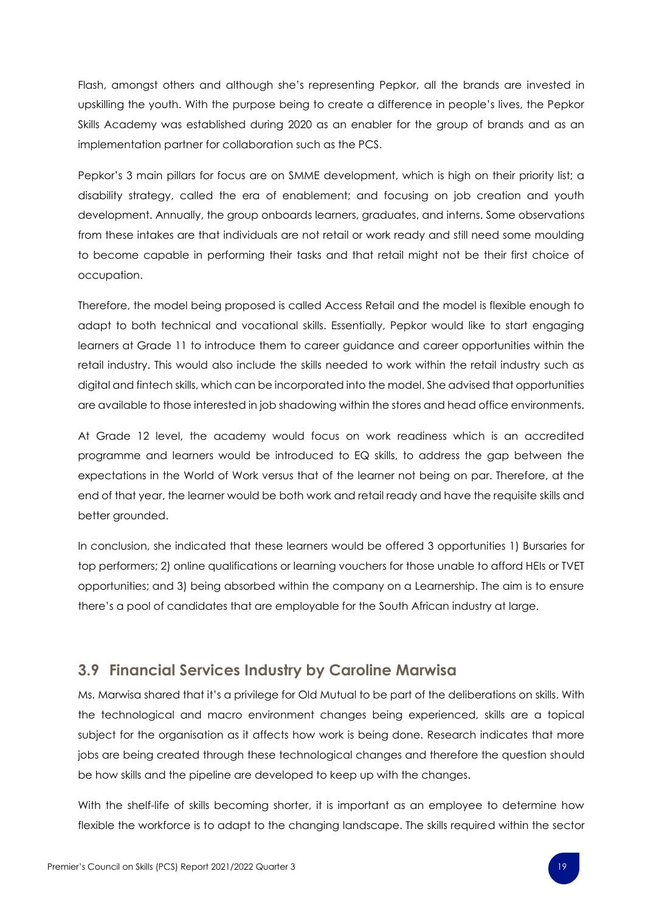Flash, amongst others and although she's representing Pepkor, all the brands are invested in upskilling the youth. With the purpose being to create a difference in people's lives, the Pepkor Skills Academy was established during 2020 as an enabler for the group of brands and as an implementation partner for collaboration such as the PCS.

Pepkor's 3 main pillars for focus are on SMME development, which is high on their priority list; a disability strategy, called the era of enablement; and focusing on job creation and youth development. Annually, the group onboards learners, graduates, and interns. Some observations from these intakes are that individuals are not retail or work ready and still need some moulding to become capable in performing their tasks and that retail might not be their first choice of occupation.

Therefore, the model being proposed is called Access Retail and the model is flexible enough to adapt to both technical and vocational skills. Essentially, Pepkor would like to start engaging learners at Grade 11 to introduce them to career guidance and career opportunities within the retail industry. This would also include the skills needed to work within the retail industry such as digital and fintech skills, which can be incorporated into the model. She advised that opportunities are available to those interested in job shadowing within the stores and head office environments.

At Grade 12 level, the academy would focus on work readiness which is an accredited programme and learners would be introduced to EQ skills, to address the gap between the expectations in the World of Work versus that of the learner not being on par. Therefore, at the end of that year, the learner would be both work and retail ready and have the requisite skills and better grounded.

In conclusion, she indicated that these learners would be offered 3 opportunities 1) Bursaries for top performers; 2) online qualifications or learning vouchers for those unable to afford HEIs or TVET opportunities; and 3) being absorbed within the company on a Learnership. The aim is to ensure there's a pool of candidates that are employable for the South African industry at large.

## 3.9 Financial Services Industry by Caroline Marwisa

Ms. Marwisa shared that it's a privilege for Old Mutual to be part of the deliberations on skills. With the technological and macro environment changes being experienced, skills are a topical subject for the organisation as it affects how work is being done. Research indicates that more jobs are being created through these technological changes and therefore the question should be how skills and the pipeline are developed to keep up with the changes.

With the shelf-life of skills becoming shorter, it is important as an employee to determine how flexible the workforce is to adapt to the changing landscape. The skills required within the sector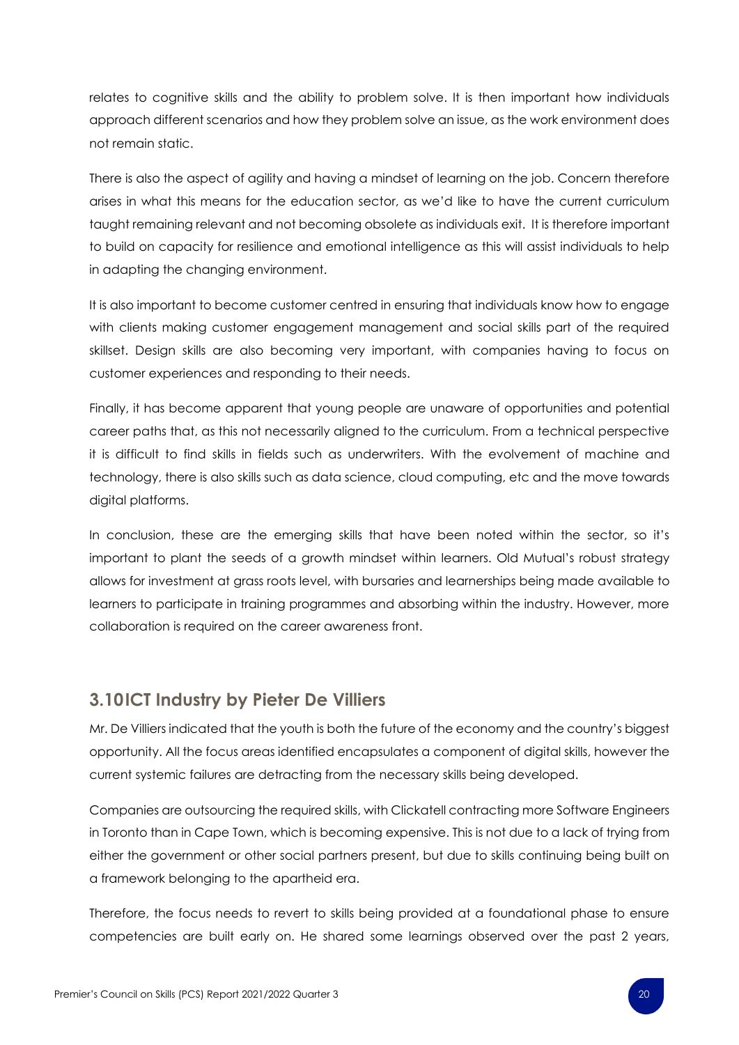relates to cognitive skills and the ability to problem solve. It is then important how individuals approach different scenarios and how they problem solve an issue, as the work environment does not remain static.

There is also the aspect of agility and having a mindset of learning on the job. Concern therefore arises in what this means for the education sector, as we'd like to have the current curriculum taught remaining relevant and not becoming obsolete as individuals exit. It is therefore important to build on capacity for resilience and emotional intelligence as this will assist individuals to help in adapting the changing environment.

It is also important to become customer centred in ensuring that individuals know how to engage with clients making customer engagement management and social skills part of the required skillset. Design skills are also becoming very important, with companies having to focus on customer experiences and responding to their needs.

Finally, it has become apparent that young people are unaware of opportunities and potential career paths that, as this not necessarily aligned to the curriculum. From a technical perspective it is difficult to find skills in fields such as underwriters. With the evolvement of machine and technology, there is also skills such as data science, cloud computing, etc and the move towards digital platforms.

In conclusion, these are the emerging skills that have been noted within the sector, so it's important to plant the seeds of a growth mindset within learners. Old Mutual's robust strategy allows for investment at grass roots level, with bursaries and learnerships being made available to learners to participate in training programmes and absorbing within the industry. However, more collaboration is required on the career awareness front.

## 3.10 ICT Industry by Pieter De Villiers

Mr. De Villiers indicated that the youth is both the future of the economy and the country's biggest opportunity. All the focus areas identified encapsulates a component of digital skills, however the current systemic failures are detracting from the necessary skills being developed.

Companies are outsourcing the required skills, with Clickatell contracting more Software Engineers in Toronto than in Cape Town, which is becoming expensive. This is not due to a lack of trying from either the government or other social partners present, but due to skills continuing being built on a framework belonging to the apartheid era.

Therefore, the focus needs to revert to skills being provided at a foundational phase to ensure competencies are built early on. He shared some learnings observed over the past 2 years,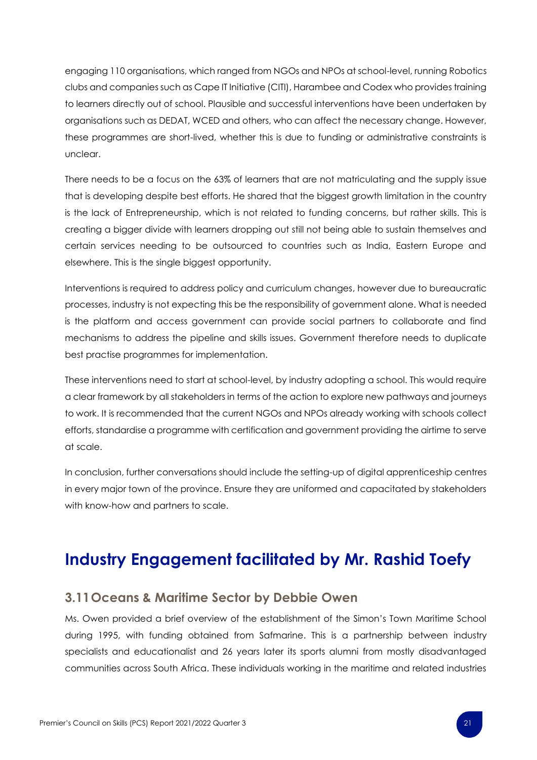engaging 110 organisations, which ranged from NGOs and NPOs at school-level, running Robotics clubs and companies such as Cape IT Initiative (CITI), Harambee and Codex who provides training to learners directly out of school. Plausible and successful interventions have been undertaken by organisations such as DEDAT, WCED and others, who can affect the necessary change. However, these programmes are short-lived, whether this is due to funding or administrative constraints is unclear.

There needs to be a focus on the 63% of learners that are not matriculating and the supply issue that is developing despite best efforts. He shared that the biggest growth limitation in the country is the lack of Entrepreneurship, which is not related to funding concerns, but rather skills. This is creating a bigger divide with learners dropping out still not being able to sustain themselves and certain services needing to be outsourced to countries such as India, Eastern Europe and elsewhere. This is the single biggest opportunity.

Interventions is required to address policy and curriculum changes, however due to bureaucratic processes, industry is not expecting this be the responsibility of government alone. What is needed is the platform and access government can provide social partners to collaborate and find mechanisms to address the pipeline and skills issues. Government therefore needs to duplicate best practise programmes for implementation.

These interventions need to start at school-level, by industry adopting a school. This would require a clear framework by all stakeholders in terms of the action to explore new pathways and journeys to work. It is recommended that the current NGOs and NPOs already working with schools collect efforts, standardise a programme with certification and government providing the airtime to serve at scale.

In conclusion, further conversations should include the setting-up of digital apprenticeship centres in every major town of the province. Ensure they are uniformed and capacitated by stakeholders with know-how and partners to scale.

# Industry Engagement facilitated by Mr. Rashid Toefy

## 3.11 Oceans & Maritime Sector by Debbie Owen

Ms. Owen provided a brief overview of the establishment of the Simon's Town Maritime School during 1995, with funding obtained from Safmarine. This is a partnership between industry specialists and educationalist and 26 years later its sports alumni from mostly disadvantaged communities across South Africa. These individuals working in the maritime and related industries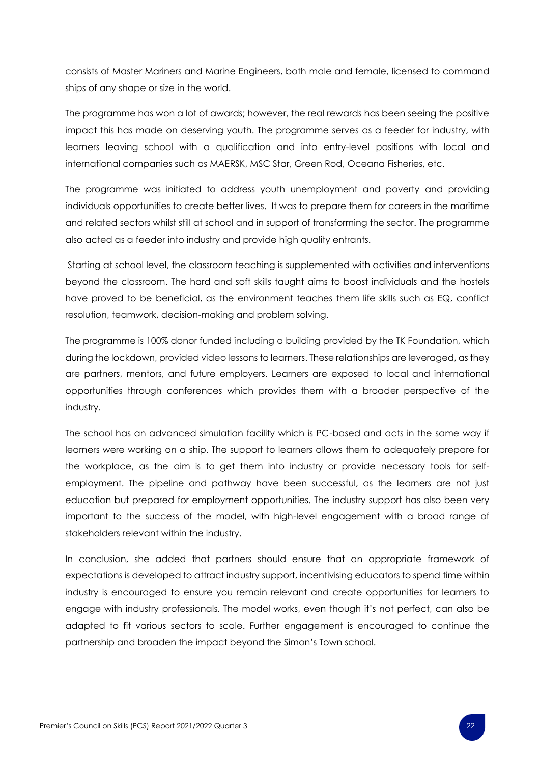consists of Master Mariners and Marine Engineers, both male and female, licensed to command ships of any shape or size in the world.

The programme has won a lot of awards; however, the real rewards has been seeing the positive impact this has made on deserving youth. The programme serves as a feeder for industry, with learners leaving school with a qualification and into entry-level positions with local and international companies such as MAERSK, MSC Star, Green Rod, Oceana Fisheries, etc.

The programme was initiated to address youth unemployment and poverty and providing individuals opportunities to create better lives. It was to prepare them for careers in the maritime and related sectors whilst still at school and in support of transforming the sector. The programme also acted as a feeder into industry and provide high quality entrants.

Starting at school level, the classroom teaching is supplemented with activities and interventions beyond the classroom. The hard and soft skills taught aims to boost individuals and the hostels have proved to be beneficial, as the environment teaches them life skills such as EQ, conflict resolution, teamwork, decision-making and problem solving.

The programme is 100% donor funded including a building provided by the TK Foundation, which during the lockdown, provided video lessons to learners. These relationships are leveraged, as they are partners, mentors, and future employers. Learners are exposed to local and international opportunities through conferences which provides them with a broader perspective of the industry.

The school has an advanced simulation facility which is PC-based and acts in the same way if learners were working on a ship. The support to learners allows them to adequately prepare for the workplace, as the aim is to get them into industry or provide necessary tools for self-employment. The pipeline and pathway have been successful, as the learners are not just education but prepared for employment opportunities. The industry support has also been very important to the success of the model, with high-level engagement with a broad range of stakeholders relevant within the industry.

In conclusion, she added that partners should ensure that an appropriate framework of expectations is developed to attract industry support, incentivising educators to spend time within industry is encouraged to ensure you remain relevant and create opportunities for learners to engage with industry professionals. The model works, even though it's not perfect, can also be adapted to fit various sectors to scale. Further engagement is encouraged to continue the partnership and broaden the impact beyond the Simon's Town school.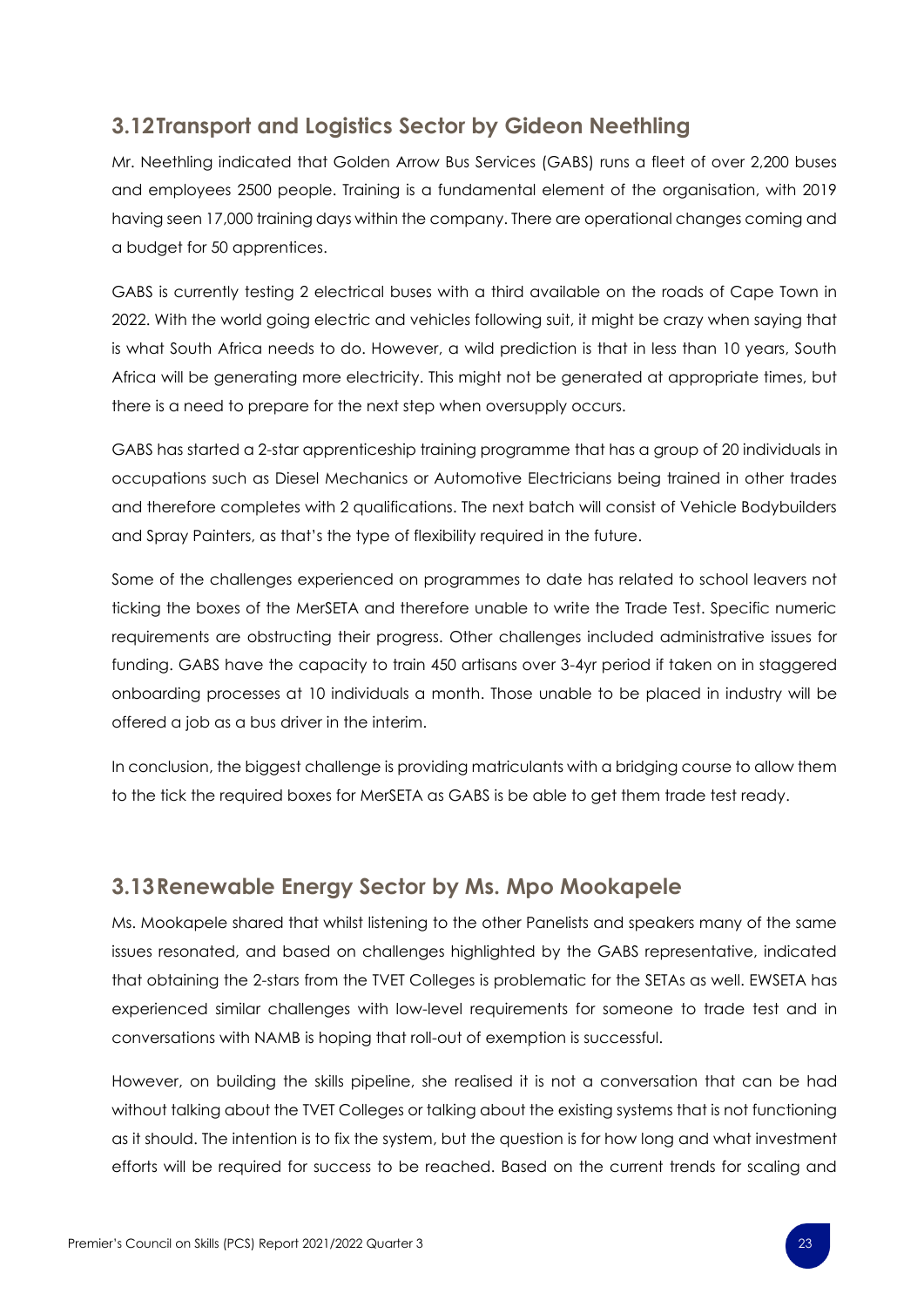## 3.12 Transport and Logistics Sector by Gideon Neethling

Mr. Neethling indicated that Golden Arrow Bus Services (GABS) runs a fleet of over 2,200 buses and employees 2500 people. Training is a fundamental element of the organisation, with 2019 having seen 17,000 training days within the company. There are operational changes coming and a budget for 50 apprentices.

GABS is currently testing 2 electrical buses with a third available on the roads of Cape Town in 2022. With the world going electric and vehicles following suit, it might be crazy when saying that is what South Africa needs to do. However, a wild prediction is that in less than 10 years, South Africa will be generating more electricity. This might not be generated at appropriate times, but there is a need to prepare for the next step when oversupply occurs.

GABS has started a 2-star apprenticeship training programme that has a group of 20 individuals in occupations such as Diesel Mechanics or Automotive Electricians being trained in other trades and therefore completes with 2 qualifications. The next batch will consist of Vehicle Bodybuilders and Spray Painters, as that's the type of flexibility required in the future.

Some of the challenges experienced on programmes to date has related to school leavers not ticking the boxes of the MerSETA and therefore unable to write the Trade Test. Specific numeric requirements are obstructing their progress. Other challenges included administrative issues for funding. GABS have the capacity to train 450 artisans over 3-4yr period if taken on in staggered onboarding processes at 10 individuals a month. Those unable to be placed in industry will be offered a job as a bus driver in the interim.

In conclusion, the biggest challenge is providing matriculants with a bridging course to allow them to the tick the required boxes for MerSETA as GABS is be able to get them trade test ready.

## 3.13 Renewable Energy Sector by Ms. Mpo Mookapele

Ms. Mookapele shared that whilst listening to the other Panelists and speakers many of the same issues resonated, and based on challenges highlighted by the GABS representative, indicated that obtaining the 2-stars from the TVET Colleges is problematic for the SETAs as well. EWSETA has experienced similar challenges with low-level requirements for someone to trade test and in conversations with NAMB is hoping that roll-out of exemption is successful.

However, on building the skills pipeline, she realised it is not a conversation that can be had without talking about the TVET Colleges or talking about the existing systems that is not functioning as it should. The intention is to fix the system, but the question is for how long and what investment efforts will be required for success to be reached. Based on the current trends for scaling and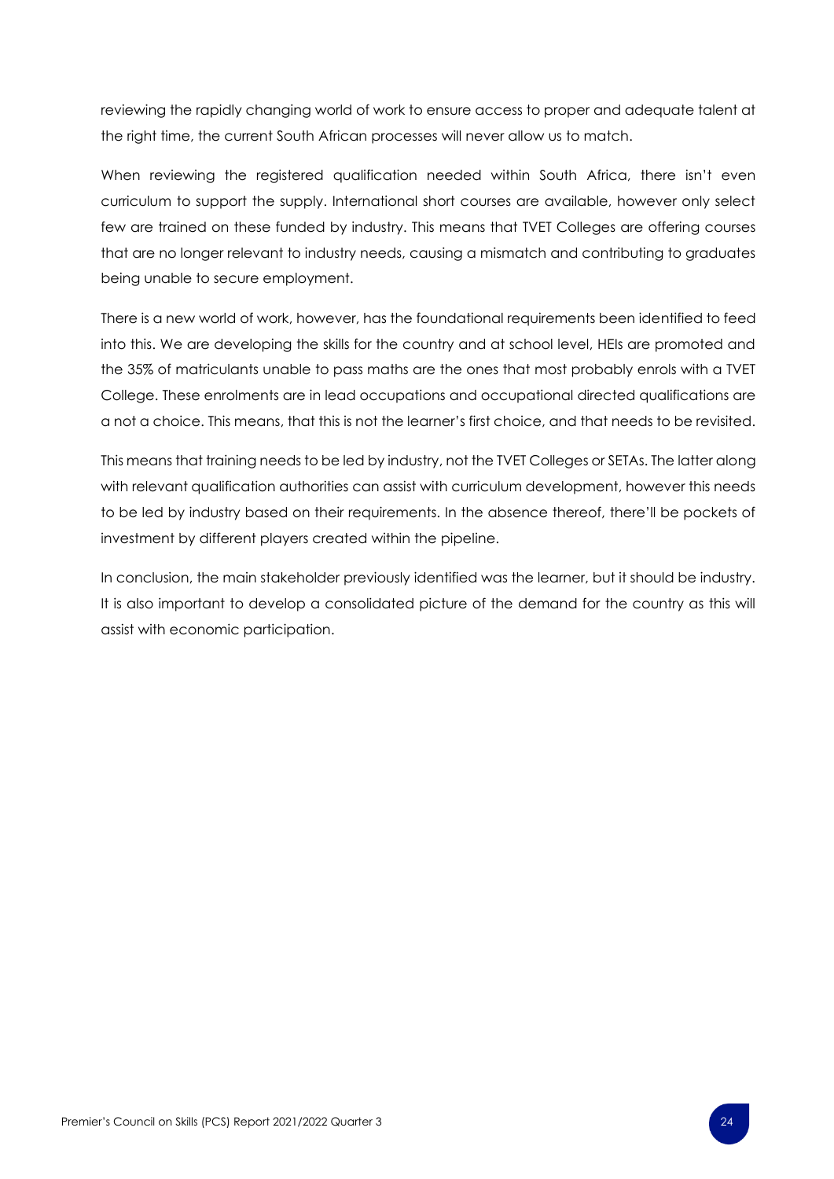reviewing the rapidly changing world of work to ensure access to proper and adequate talent at the right time, the current South African processes will never allow us to match.

When reviewing the registered qualification needed within South Africa, there isn't even curriculum to support the supply. International short courses are available, however only select few are trained on these funded by industry. This means that TVET Colleges are offering courses that are no longer relevant to industry needs, causing a mismatch and contributing to graduates being unable to secure employment.

There is a new world of work, however, has the foundational requirements been identified to feed into this. We are developing the skills for the country and at school level, HEIs are promoted and the 35% of matriculants unable to pass maths are the ones that most probably enrols with a TVET College. These enrolments are in lead occupations and occupational directed qualifications are a not a choice. This means, that this is not the learner's first choice, and that needs to be revisited.

This means that training needs to be led by industry, not the TVET Colleges or SETAs. The latter along with relevant qualification authorities can assist with curriculum development, however this needs to be led by industry based on their requirements. In the absence thereof, there'll be pockets of investment by different players created within the pipeline.

In conclusion, the main stakeholder previously identified was the learner, but it should be industry. It is also important to develop a consolidated picture of the demand for the country as this will assist with economic participation.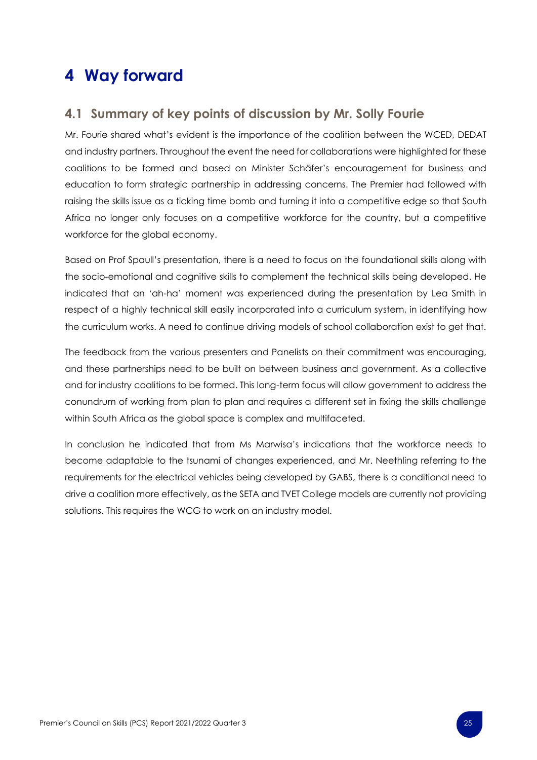# 4 Way forward

## 4.1 Summary of key points of discussion by Mr. Solly Fourie

Mr. Fourie shared what's evident is the importance of the coalition between the WCED, DEDAT and industry partners. Throughout the event the need for collaborations were highlighted for these coalitions to be formed and based on Minister Schäfer's encouragement for business and education to form strategic partnership in addressing concerns. The Premier had followed with raising the skills issue as a ticking time bomb and turning it into a competitive edge so that South Africa no longer only focuses on a competitive workforce for the country, but a competitive workforce for the global economy.

Based on Prof Spaull's presentation, there is a need to focus on the foundational skills along with the socio-emotional and cognitive skills to complement the technical skills being developed. He indicated that an 'ah-ha' moment was experienced during the presentation by Lea Smith in respect of a highly technical skill easily incorporated into a curriculum system, in identifying how the curriculum works. A need to continue driving models of school collaboration exist to get that.

The feedback from the various presenters and Panelists on their commitment was encouraging, and these partnerships need to be built on between business and government. As a collective and for industry coalitions to be formed. This long-term focus will allow government to address the conundrum of working from plan to plan and requires a different set in fixing the skills challenge within South Africa as the global space is complex and multifaceted.

In conclusion he indicated that from Ms Marwisa's indications that the workforce needs to become adaptable to the tsunami of changes experienced, and Mr. Neethling referring to the requirements for the electrical vehicles being developed by GABS, there is a conditional need to drive a coalition more effectively, as the SETA and TVET College models are currently not providing solutions. This requires the WCG to work on an industry model.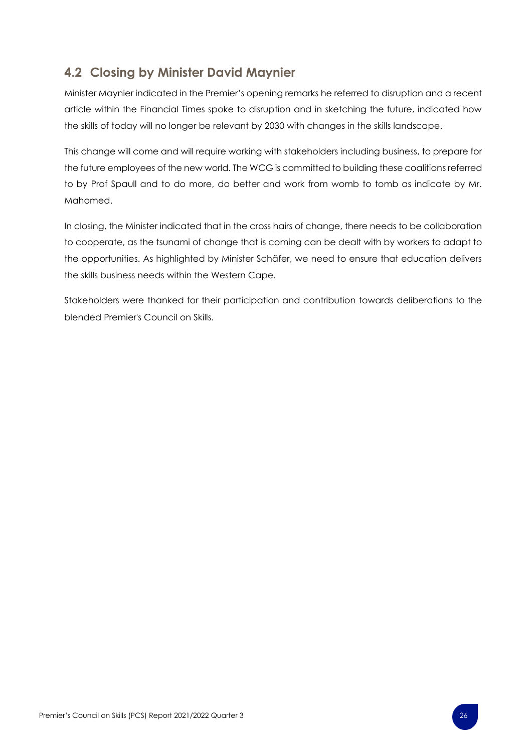## 4.2 Closing by Minister David Maynier

Minister Maynier indicated in the Premier's opening remarks he referred to disruption and a recent article within the Financial Times spoke to disruption and in sketching the future, indicated how the skills of today will no longer be relevant by 2030 with changes in the skills landscape.

This change will come and will require working with stakeholders including business, to prepare for the future employees of the new world. The WCG is committed to building these coalitions referred to by Prof Spaull and to do more, do better and work from womb to tomb as indicate by Mr. Mahomed.

In closing, the Minister indicated that in the cross hairs of change, there needs to be collaboration to cooperate, as the tsunami of change that is coming can be dealt with by workers to adapt to the opportunities. As highlighted by Minister Schäfer, we need to ensure that education delivers the skills business needs within the Western Cape.

Stakeholders were thanked for their participation and contribution towards deliberations to the blended Premier's Council on Skills.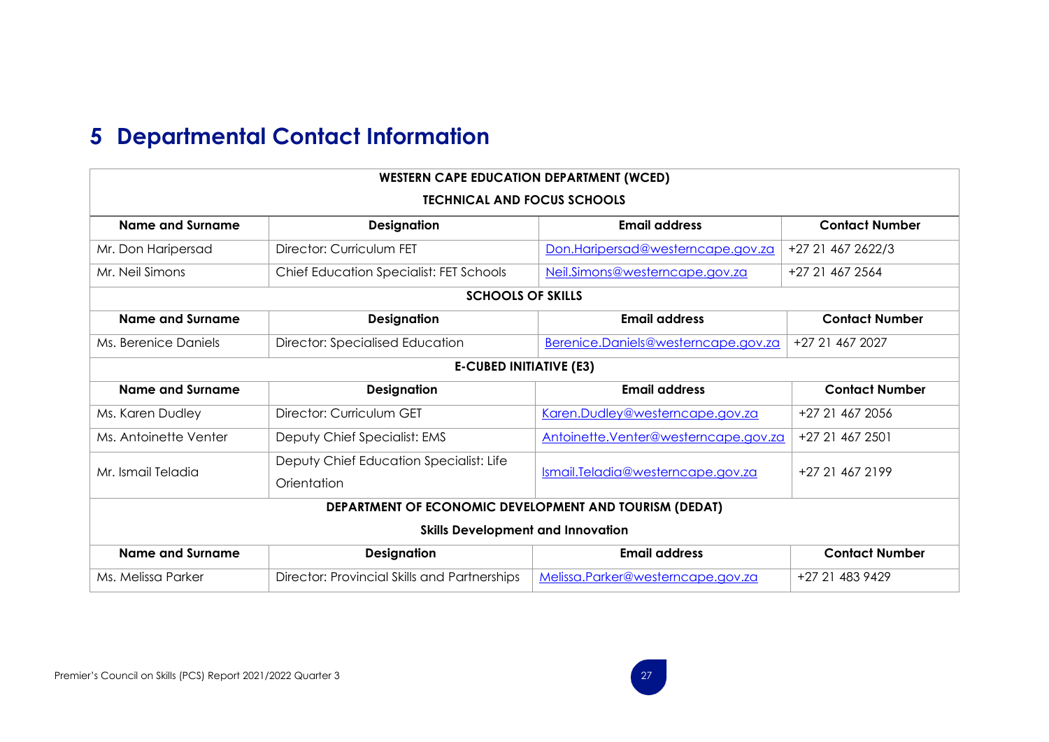# 5 Departmental Contact Information

| WESTERN CAPE EDUCATION DEPARTMENT (WCED)<br>TECHNICAL AND FOCUS SCHOOLS | | | |
|---|---|---|---|
| **Name and Surname** | **Designation** | **Email address** | **Contact Number** |
| Mr. Don Haripersad | Director: Curriculum FET | Don.Haripersad@westerncape.gov.za | +27 21 467 2622/3 |
| Mr. Neil Simons | Chief Education Specialist: FET Schools | Neil.Simons@westerncape.gov.za | +27 21 467 2564 |
| **SCHOOLS OF SKILLS** | | | |
| **Name and Surname** | **Designation** | **Email address** | **Contact Number** |
| Ms. Berenice Daniels | Director: Specialised Education | Berenice.Daniels@westerncape.gov.za | +27 21 467 2027 |
| **E-CUBED INITIATIVE (E3)** | | | |
| **Name and Surname** | **Designation** | **Email address** | **Contact Number** |
| Ms. Karen Dudley | Director: Curriculum GET | Karen.Dudley@westerncape.gov.za | +27 21 467 2056 |
| Ms. Antoinette Venter | Deputy Chief Specialist: EMS | Antoinette.Venter@westerncape.gov.za | +27 21 467 2501 |
| Mr. Ismail Teladia | Deputy Chief Education Specialist: Life Orientation | Ismail.Teladia@westerncape.gov.za | +27 21 467 2199 |
| **DEPARTMENT OF ECONOMIC DEVELOPMENT AND TOURISM (DEDAT)**<br>**Skills Development and Innovation** | | | |
| **Name and Surname** | **Designation** | **Email address** | **Contact Number** |
| Ms. Melissa Parker | Director: Provincial Skills and Partnerships | Melissa.Parker@westerncape.gov.za | +27 21 483 9429 |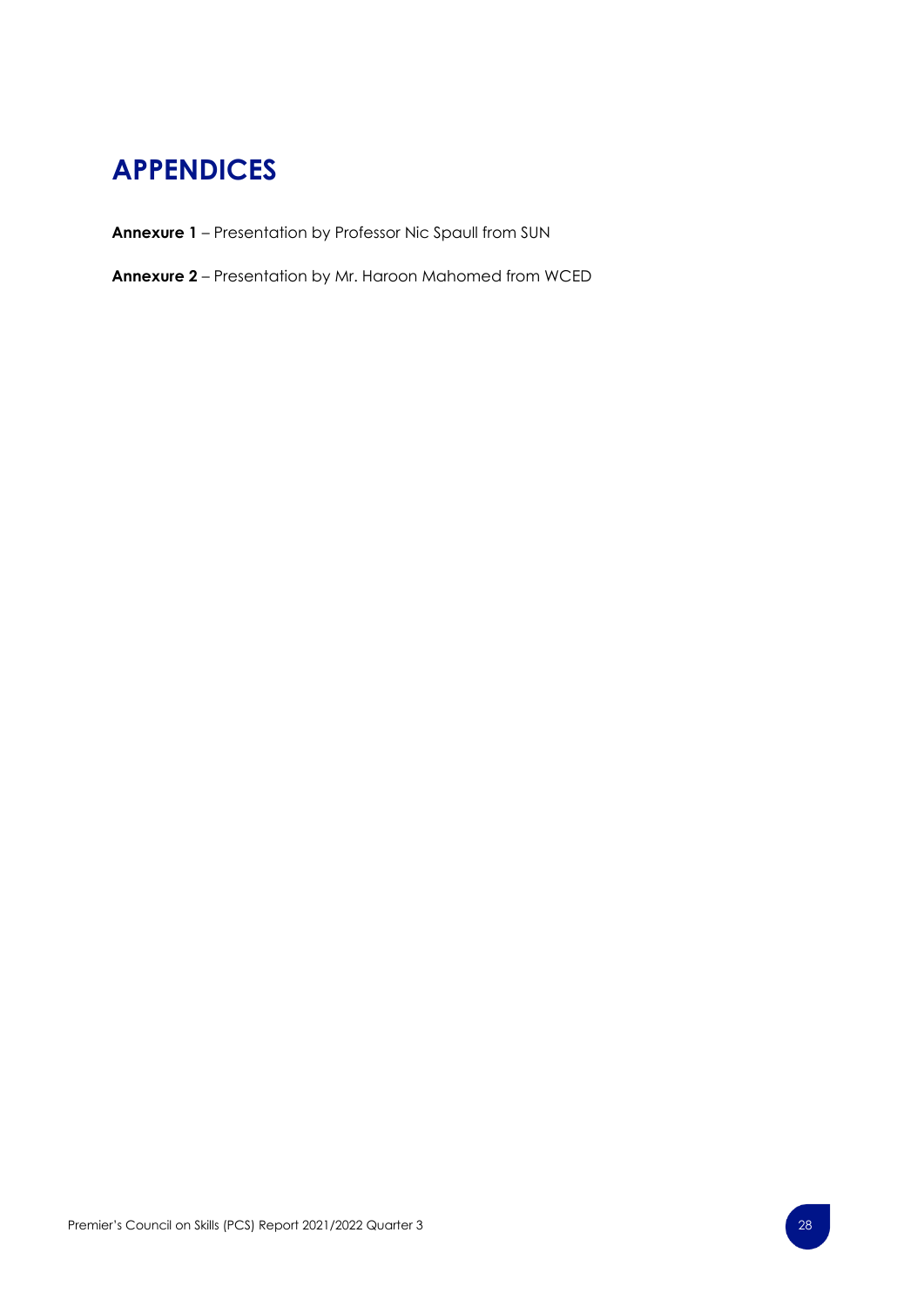# APPENDICES

**Annexure 1** – Presentation by Professor Nic Spaull from SUN

**Annexure 2** – Presentation by Mr. Haroon Mahomed from WCED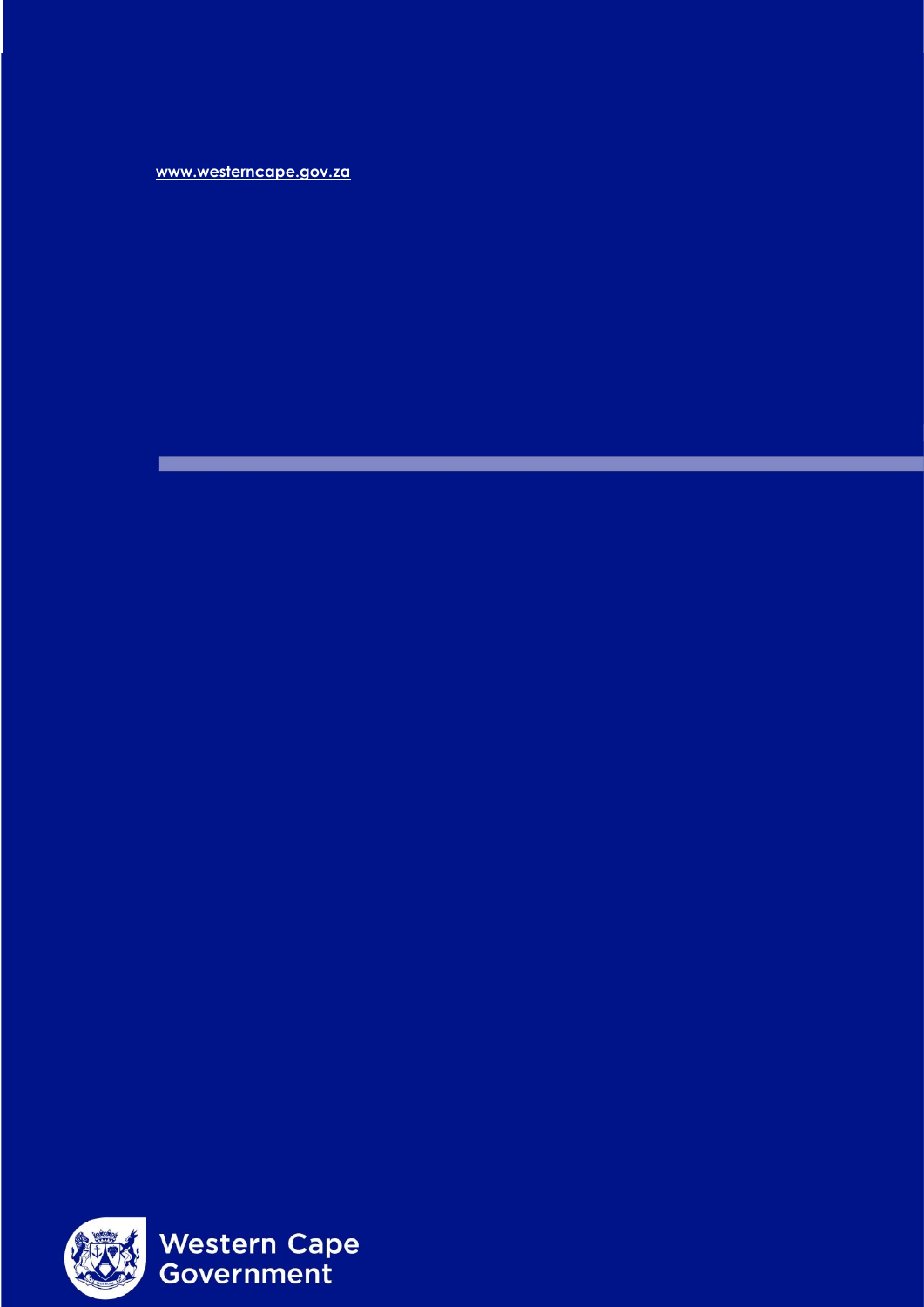www.westerncape.gov.za

Western Cape Government